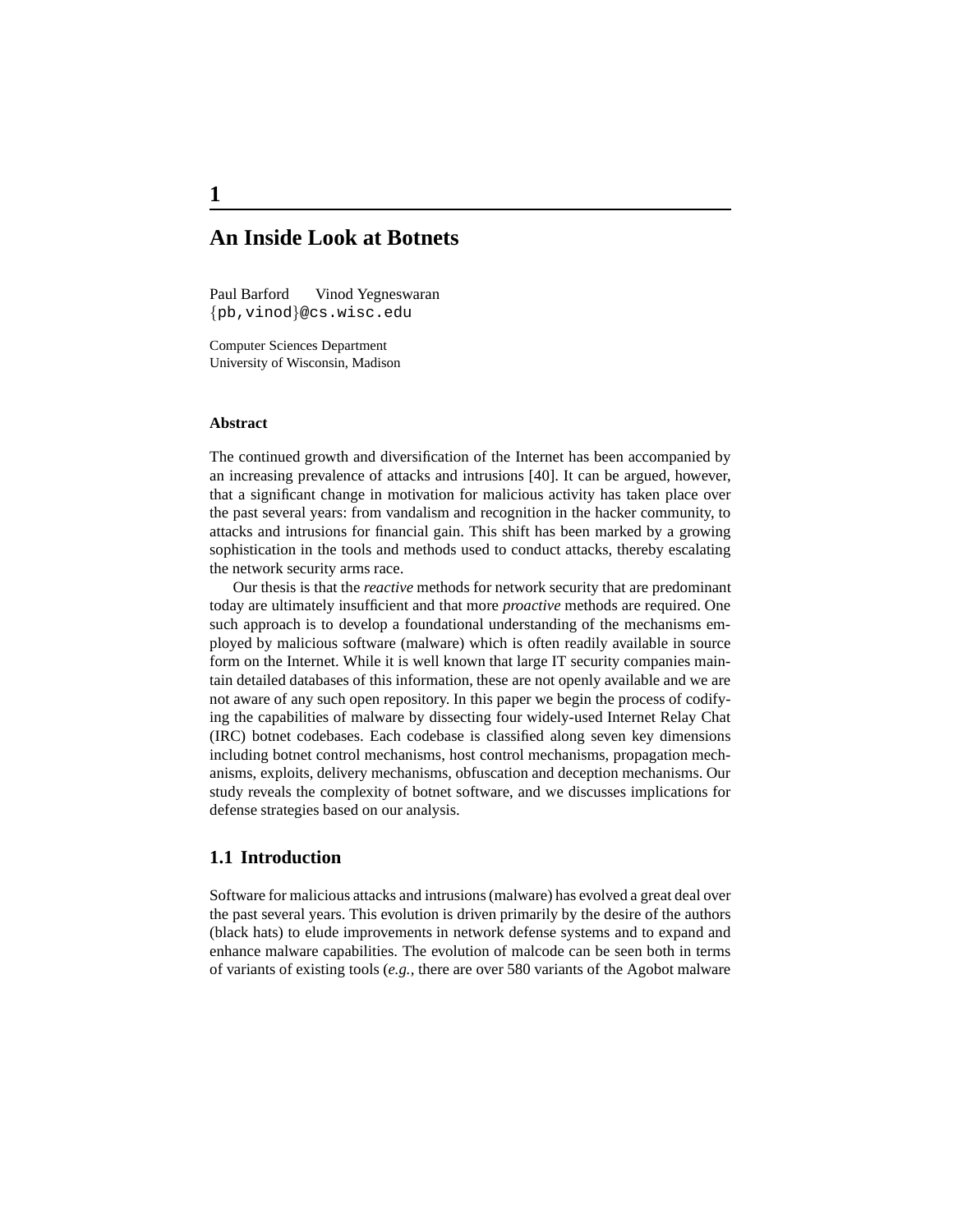# 1

# An Inside Look at Botnets

Paul Barford Vinod Yegneswaran
{pb,vinod}@cs.wisc.edu

Computer Sciences Department
University of Wisconsin, Madison

### Abstract

The continued growth and diversification of the Internet has been accompanied by an increasing prevalence of attacks and intrusions [40]. It can be argued, however, that a significant change in motivation for malicious activity has taken place over the past several years: from vandalism and recognition in the hacker community, to attacks and intrusions for financial gain. This shift has been marked by a growing sophistication in the tools and methods used to conduct attacks, thereby escalating the network security arms race.

Our thesis is that the *reactive* methods for network security that are predominant today are ultimately insufficient and that more *proactive* methods are required. One such approach is to develop a foundational understanding of the mechanisms employed by malicious software (malware) which is often readily available in source form on the Internet. While it is well known that large IT security companies maintain detailed databases of this information, these are not openly available and we are not aware of any such open repository. In this paper we begin the process of codifying the capabilities of malware by dissecting four widely-used Internet Relay Chat (IRC) botnet codebases. Each codebase is classified along seven key dimensions including botnet control mechanisms, host control mechanisms, propagation mechanisms, exploits, delivery mechanisms, obfuscation and deception mechanisms. Our study reveals the complexity of botnet software, and we discusses implications for defense strategies based on our analysis.

## 1.1 Introduction

Software for malicious attacks and intrusions (malware) has evolved a great deal over the past several years. This evolution is driven primarily by the desire of the authors (black hats) to elude improvements in network defense systems and to expand and enhance malware capabilities. The evolution of malcode can be seen both in terms of variants of existing tools (*e.g.*, there are over 580 variants of the Agobot malware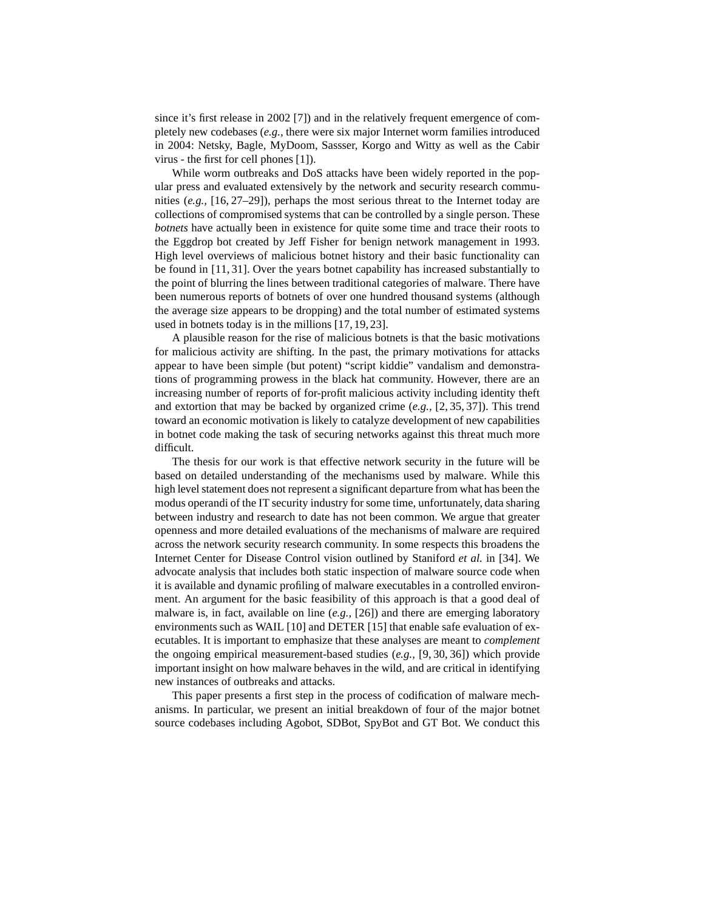since it's first release in 2002 [7]) and in the relatively frequent emergence of completely new codebases (*e.g.,* there were six major Internet worm families introduced in 2004: Netsky, Bagle, MyDoom, Sassser, Korgo and Witty as well as the Cabir virus - the first for cell phones [1]).

While worm outbreaks and DoS attacks have been widely reported in the popular press and evaluated extensively by the network and security research communities (*e.g.,* [16, 27–29]), perhaps the most serious threat to the Internet today are collections of compromised systems that can be controlled by a single person. These *botnets* have actually been in existence for quite some time and trace their roots to the Eggdrop bot created by Jeff Fisher for benign network management in 1993. High level overviews of malicious botnet history and their basic functionality can be found in [11, 31]. Over the years botnet capability has increased substantially to the point of blurring the lines between traditional categories of malware. There have been numerous reports of botnets of over one hundred thousand systems (although the average size appears to be dropping) and the total number of estimated systems used in botnets today is in the millions [17, 19, 23].

A plausible reason for the rise of malicious botnets is that the basic motivations for malicious activity are shifting. In the past, the primary motivations for attacks appear to have been simple (but potent) "script kiddie" vandalism and demonstrations of programming prowess in the black hat community. However, there are an increasing number of reports of for-profit malicious activity including identity theft and extortion that may be backed by organized crime (*e.g.,* [2, 35, 37]). This trend toward an economic motivation is likely to catalyze development of new capabilities in botnet code making the task of securing networks against this threat much more difficult.

The thesis for our work is that effective network security in the future will be based on detailed understanding of the mechanisms used by malware. While this high level statement does not represent a significant departure from what has been the modus operandi of the IT security industry for some time, unfortunately, data sharing between industry and research to date has not been common. We argue that greater openness and more detailed evaluations of the mechanisms of malware are required across the network security research community. In some respects this broadens the Internet Center for Disease Control vision outlined by Staniford *et al.* in [34]. We advocate analysis that includes both static inspection of malware source code when it is available and dynamic profiling of malware executables in a controlled environment. An argument for the basic feasibility of this approach is that a good deal of malware is, in fact, available on line (*e.g.,* [26]) and there are emerging laboratory environments such as WAIL [10] and DETER [15] that enable safe evaluation of executables. It is important to emphasize that these analyses are meant to *complement* the ongoing empirical measurement-based studies (*e.g.,* [9, 30, 36]) which provide important insight on how malware behaves in the wild, and are critical in identifying new instances of outbreaks and attacks.

This paper presents a first step in the process of codification of malware mechanisms. In particular, we present an initial breakdown of four of the major botnet source codebases including Agobot, SDBot, SpyBot and GT Bot. We conduct this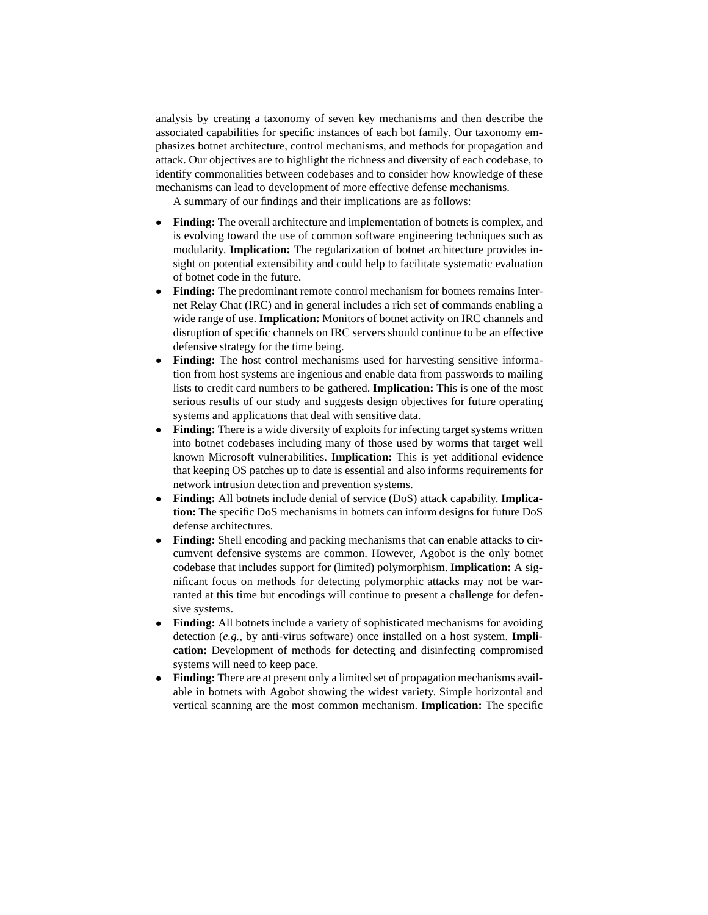analysis by creating a taxonomy of seven key mechanisms and then describe the associated capabilities for specific instances of each bot family. Our taxonomy emphasizes botnet architecture, control mechanisms, and methods for propagation and attack. Our objectives are to highlight the richness and diversity of each codebase, to identify commonalities between codebases and to consider how knowledge of these mechanisms can lead to development of more effective defense mechanisms.

A summary of our findings and their implications are as follows:

- **Finding:** The overall architecture and implementation of botnets is complex, and is evolving toward the use of common software engineering techniques such as modularity. **Implication:** The regularization of botnet architecture provides insight on potential extensibility and could help to facilitate systematic evaluation of botnet code in the future.
- **Finding:** The predominant remote control mechanism for botnets remains Internet Relay Chat (IRC) and in general includes a rich set of commands enabling a wide range of use. **Implication:** Monitors of botnet activity on IRC channels and disruption of specific channels on IRC servers should continue to be an effective defensive strategy for the time being.
- **Finding:** The host control mechanisms used for harvesting sensitive information from host systems are ingenious and enable data from passwords to mailing lists to credit card numbers to be gathered. **Implication:** This is one of the most serious results of our study and suggests design objectives for future operating systems and applications that deal with sensitive data.
- **Finding:** There is a wide diversity of exploits for infecting target systems written into botnet codebases including many of those used by worms that target well known Microsoft vulnerabilities. **Implication:** This is yet additional evidence that keeping OS patches up to date is essential and also informs requirements for network intrusion detection and prevention systems.
- **Finding:** All botnets include denial of service (DoS) attack capability. **Implication:** The specific DoS mechanisms in botnets can inform designs for future DoS defense architectures.
- **Finding:** Shell encoding and packing mechanisms that can enable attacks to circumvent defensive systems are common. However, Agobot is the only botnet codebase that includes support for (limited) polymorphism. **Implication:** A significant focus on methods for detecting polymorphic attacks may not be warranted at this time but encodings will continue to present a challenge for defensive systems.
- **Finding:** All botnets include a variety of sophisticated mechanisms for avoiding detection (*e.g.*, by anti-virus software) once installed on a host system. **Implication:** Development of methods for detecting and disinfecting compromised systems will need to keep pace.
- **Finding:** There are at present only a limited set of propagation mechanisms available in botnets with Agobot showing the widest variety. Simple horizontal and vertical scanning are the most common mechanism. **Implication:** The specific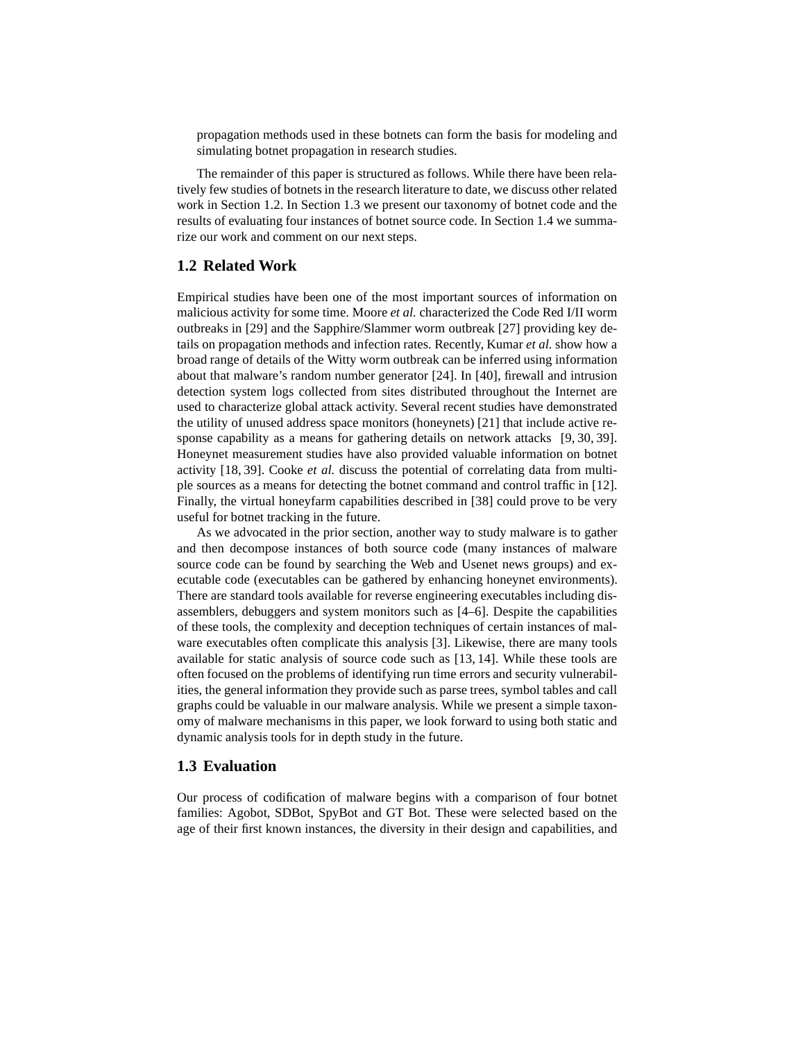propagation methods used in these botnets can form the basis for modeling and simulating botnet propagation in research studies.

The remainder of this paper is structured as follows. While there have been relatively few studies of botnets in the research literature to date, we discuss other related work in Section 1.2. In Section 1.3 we present our taxonomy of botnet code and the results of evaluating four instances of botnet source code. In Section 1.4 we summarize our work and comment on our next steps.

## 1.2 Related Work

Empirical studies have been one of the most important sources of information on malicious activity for some time. Moore *et al.* characterized the Code Red I/II worm outbreaks in [29] and the Sapphire/Slammer worm outbreak [27] providing key details on propagation methods and infection rates. Recently, Kumar *et al.* show how a broad range of details of the Witty worm outbreak can be inferred using information about that malware's random number generator [24]. In [40], firewall and intrusion detection system logs collected from sites distributed throughout the Internet are used to characterize global attack activity. Several recent studies have demonstrated the utility of unused address space monitors (honeynets) [21] that include active response capability as a means for gathering details on network attacks [9, 30, 39]. Honeynet measurement studies have also provided valuable information on botnet activity [18, 39]. Cooke *et al.* discuss the potential of correlating data from multiple sources as a means for detecting the botnet command and control traffic in [12]. Finally, the virtual honeyfarm capabilities described in [38] could prove to be very useful for botnet tracking in the future.

As we advocated in the prior section, another way to study malware is to gather and then decompose instances of both source code (many instances of malware source code can be found by searching the Web and Usenet news groups) and executable code (executables can be gathered by enhancing honeynet environments). There are standard tools available for reverse engineering executables including disassemblers, debuggers and system monitors such as [4–6]. Despite the capabilities of these tools, the complexity and deception techniques of certain instances of malware executables often complicate this analysis [3]. Likewise, there are many tools available for static analysis of source code such as [13, 14]. While these tools are often focused on the problems of identifying run time errors and security vulnerabilities, the general information they provide such as parse trees, symbol tables and call graphs could be valuable in our malware analysis. While we present a simple taxonomy of malware mechanisms in this paper, we look forward to using both static and dynamic analysis tools for in depth study in the future.

## 1.3 Evaluation

Our process of codification of malware begins with a comparison of four botnet families: Agobot, SDBot, SpyBot and GT Bot. These were selected based on the age of their first known instances, the diversity in their design and capabilities, and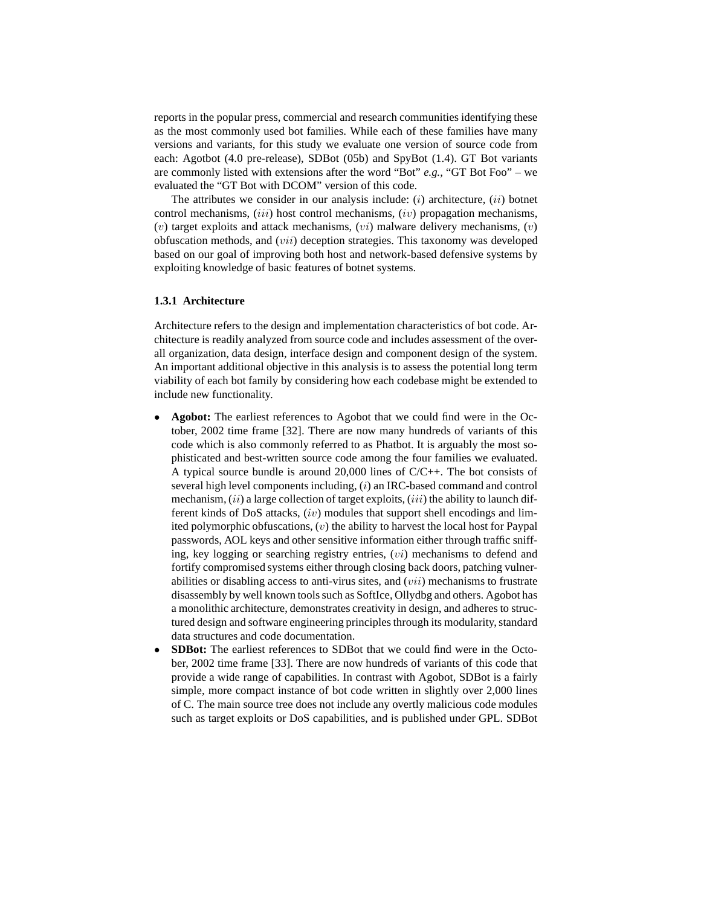reports in the popular press, commercial and research communities identifying these as the most commonly used bot families. While each of these families have many versions and variants, for this study we evaluate one version of source code from each: Agotbot (4.0 pre-release), SDBot (05b) and SpyBot (1.4). GT Bot variants are commonly listed with extensions after the word "Bot" *e.g.*, "GT Bot Foo" – we evaluated the "GT Bot with DCOM" version of this code.

The attributes we consider in our analysis include: ($i$) architecture, ($ii$) botnet control mechanisms, ($iii$) host control mechanisms, ($iv$) propagation mechanisms, ($v$) target exploits and attack mechanisms, ($vi$) malware delivery mechanisms, ($v$) obfuscation methods, and ($vii$) deception strategies. This taxonomy was developed based on our goal of improving both host and network-based defensive systems by exploiting knowledge of basic features of botnet systems.

### 1.3.1 Architecture

Architecture refers to the design and implementation characteristics of bot code. Architecture is readily analyzed from source code and includes assessment of the overall organization, data design, interface design and component design of the system. An important additional objective in this analysis is to assess the potential long term viability of each bot family by considering how each codebase might be extended to include new functionality.

- **Agobot:** The earliest references to Agobot that we could find were in the October, 2002 time frame [32]. There are now many hundreds of variants of this code which is also commonly referred to as Phatbot. It is arguably the most sophisticated and best-written source code among the four families we evaluated. A typical source bundle is around 20,000 lines of C/C++. The bot consists of several high level components including, ($i$) an IRC-based command and control mechanism, ($ii$) a large collection of target exploits, ($iii$) the ability to launch different kinds of DoS attacks, ($iv$) modules that support shell encodings and limited polymorphic obfuscations, ($v$) the ability to harvest the local host for Paypal passwords, AOL keys and other sensitive information either through traffic sniffing, key logging or searching registry entries, ($vi$) mechanisms to defend and fortify compromised systems either through closing back doors, patching vulnerabilities or disabling access to anti-virus sites, and ($vii$) mechanisms to frustrate disassembly by well known tools such as SoftIce, Ollydbg and others. Agobot has a monolithic architecture, demonstrates creativity in design, and adheres to structured design and software engineering principles through its modularity, standard data structures and code documentation.
- **SDBot:** The earliest references to SDBot that we could find were in the October, 2002 time frame [33]. There are now hundreds of variants of this code that provide a wide range of capabilities. In contrast with Agobot, SDBot is a fairly simple, more compact instance of bot code written in slightly over 2,000 lines of C. The main source tree does not include any overtly malicious code modules such as target exploits or DoS capabilities, and is published under GPL. SDBot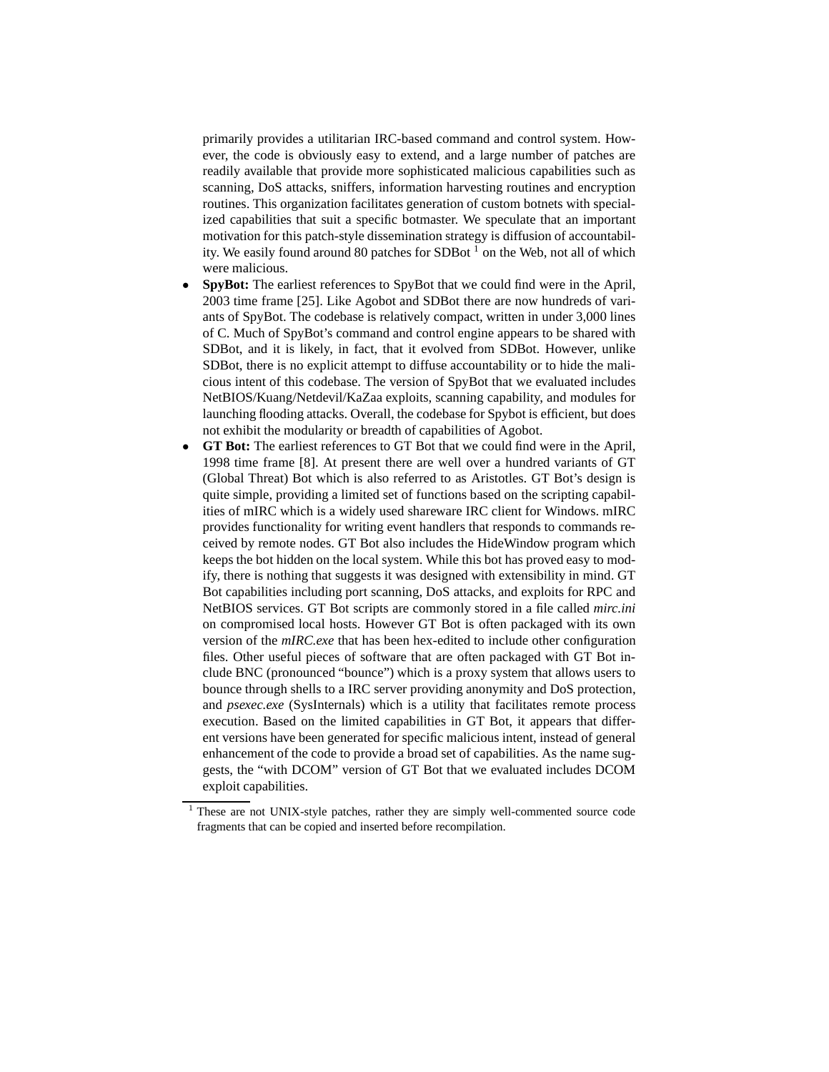primarily provides a utilitarian IRC-based command and control system. However, the code is obviously easy to extend, and a large number of patches are readily available that provide more sophisticated malicious capabilities such as scanning, DoS attacks, sniffers, information harvesting routines and encryption routines. This organization facilitates generation of custom botnets with specialized capabilities that suit a specific botmaster. We speculate that an important motivation for this patch-style dissemination strategy is diffusion of accountability. We easily found around 80 patches for SDBot [1] on the Web, not all of which were malicious.

- **SpyBot:** The earliest references to SpyBot that we could find were in the April, 2003 time frame [25]. Like Agobot and SDBot there are now hundreds of variants of SpyBot. The codebase is relatively compact, written in under 3,000 lines of C. Much of SpyBot's command and control engine appears to be shared with SDBot, and it is likely, in fact, that it evolved from SDBot. However, unlike SDBot, there is no explicit attempt to diffuse accountability or to hide the malicious intent of this codebase. The version of SpyBot that we evaluated includes NetBIOS/Kuang/Netdevil/KaZaa exploits, scanning capability, and modules for launching flooding attacks. Overall, the codebase for Spybot is efficient, but does not exhibit the modularity or breadth of capabilities of Agobot.
- **GT Bot:** The earliest references to GT Bot that we could find were in the April, 1998 time frame [8]. At present there are well over a hundred variants of GT (Global Threat) Bot which is also referred to as Aristotles. GT Bot's design is quite simple, providing a limited set of functions based on the scripting capabilities of mIRC which is a widely used shareware IRC client for Windows. mIRC provides functionality for writing event handlers that responds to commands received by remote nodes. GT Bot also includes the HideWindow program which keeps the bot hidden on the local system. While this bot has proved easy to modify, there is nothing that suggests it was designed with extensibility in mind. GT Bot capabilities including port scanning, DoS attacks, and exploits for RPC and NetBIOS services. GT Bot scripts are commonly stored in a file called *mirc.ini* on compromised local hosts. However GT Bot is often packaged with its own version of the *mIRC.exe* that has been hex-edited to include other configuration files. Other useful pieces of software that are often packaged with GT Bot include BNC (pronounced "bounce") which is a proxy system that allows users to bounce through shells to a IRC server providing anonymity and DoS protection, and *psexec.exe* (SysInternals) which is a utility that facilitates remote process execution. Based on the limited capabilities in GT Bot, it appears that different versions have been generated for specific malicious intent, instead of general enhancement of the code to provide a broad set of capabilities. As the name suggests, the "with DCOM" version of GT Bot that we evaluated includes DCOM exploit capabilities.

[1] These are not UNIX-style patches, rather they are simply well-commented source code fragments that can be copied and inserted before recompilation.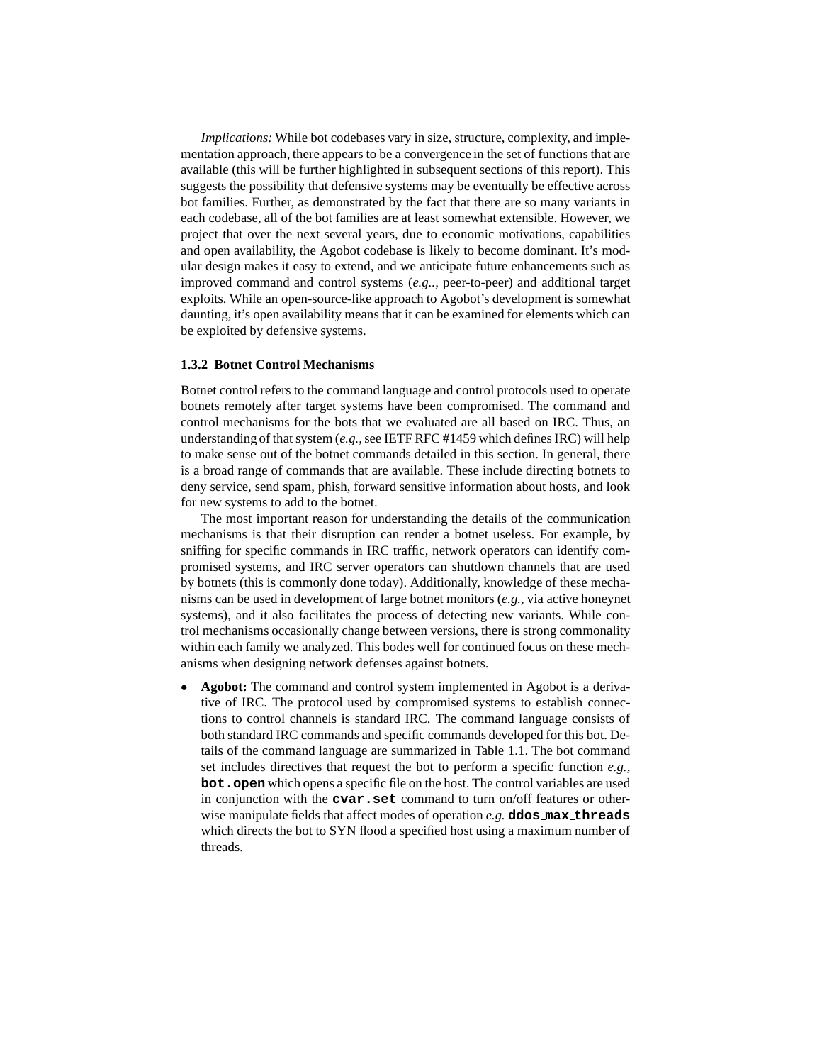*Implications:* While bot codebases vary in size, structure, complexity, and implementation approach, there appears to be a convergence in the set of functions that are available (this will be further highlighted in subsequent sections of this report). This suggests the possibility that defensive systems may be eventually be effective across bot families. Further, as demonstrated by the fact that there are so many variants in each codebase, all of the bot families are at least somewhat extensible. However, we project that over the next several years, due to economic motivations, capabilities and open availability, the Agobot codebase is likely to become dominant. It's modular design makes it easy to extend, and we anticipate future enhancements such as improved command and control systems (*e.g.*., peer-to-peer) and additional target exploits. While an open-source-like approach to Agobot's development is somewhat daunting, it's open availability means that it can be examined for elements which can be exploited by defensive systems.

### 1.3.2 Botnet Control Mechanisms

Botnet control refers to the command language and control protocols used to operate botnets remotely after target systems have been compromised. The command and control mechanisms for the bots that we evaluated are all based on IRC. Thus, an understanding of that system (*e.g.,* see IETF RFC #1459 which defines IRC) will help to make sense out of the botnet commands detailed in this section. In general, there is a broad range of commands that are available. These include directing botnets to deny service, send spam, phish, forward sensitive information about hosts, and look for new systems to add to the botnet.

The most important reason for understanding the details of the communication mechanisms is that their disruption can render a botnet useless. For example, by sniffing for specific commands in IRC traffic, network operators can identify compromised systems, and IRC server operators can shutdown channels that are used by botnets (this is commonly done today). Additionally, knowledge of these mechanisms can be used in development of large botnet monitors (*e.g.*, via active honeynet systems), and it also facilitates the process of detecting new variants. While control mechanisms occasionally change between versions, there is strong commonality within each family we analyzed. This bodes well for continued focus on these mechanisms when designing network defenses against botnets.

- **Agobot:** The command and control system implemented in Agobot is a derivative of IRC. The protocol used by compromised systems to establish connections to control channels is standard IRC. The command language consists of both standard IRC commands and specific commands developed for this bot. Details of the command language are summarized in Table 1.1. The bot command set includes directives that request the bot to perform a specific function *e.g.*, **`bot.open`** which opens a specific file on the host. The control variables are used in conjunction with the **`cvar.set`** command to turn on/off features or otherwise manipulate fields that affect modes of operation *e.g.* **`ddos_max_threads`** which directs the bot to SYN flood a specified host using a maximum number of threads.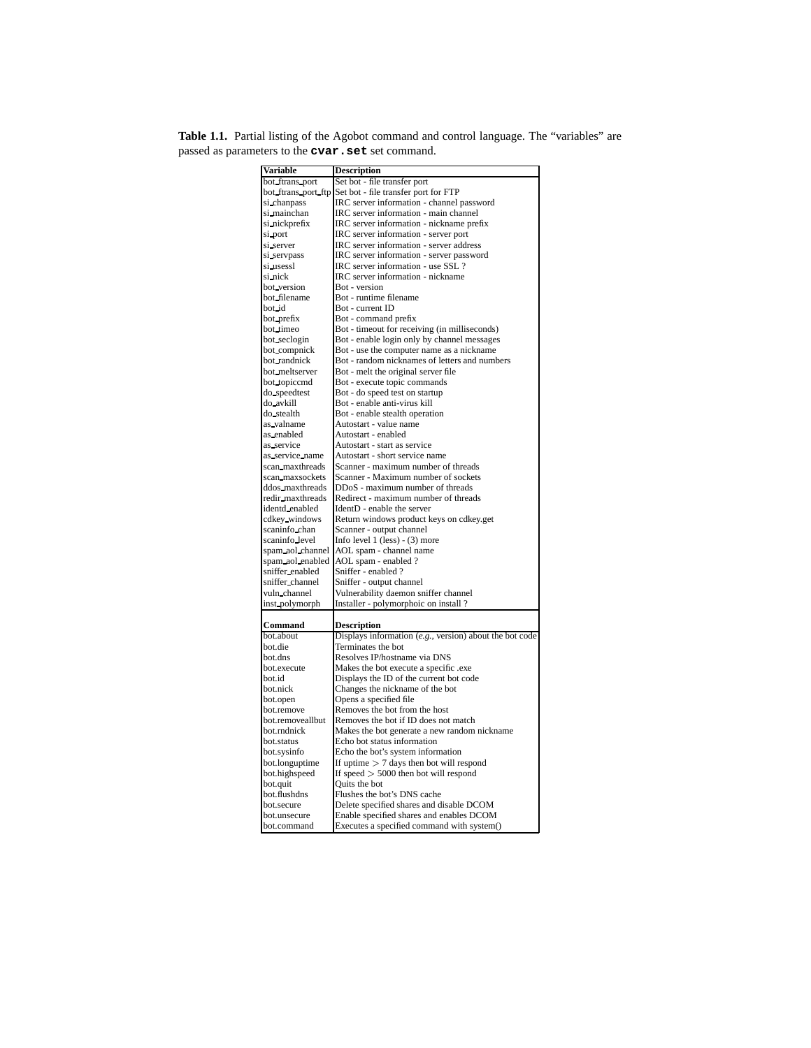**Table 1.1.** Partial listing of the Agobot command and control language. The "variables" are passed as parameters to the **`cvar.set`** set command.

| Variable | Description |
|---|---|
| bot_ftrans_port | Set bot - file transfer port |
| bot_ftrans_port_ftp | Set bot - file transfer port for FTP |
| si_chanpass | IRC server information - channel password |
| si_mainchan | IRC server information - main channel |
| si_nickprefix | IRC server information - nickname prefix |
| si_port | IRC server information - server port |
| si_server | IRC server information - server address |
| si_servpass | IRC server information - server password |
| si_usessl | IRC server information - use SSL ? |
| si_nick | IRC server information - nickname |
| bot_version | Bot - version |
| bot_filename | Bot - runtime filename |
| bot_id | Bot - current ID |
| bot_prefix | Bot - command prefix |
| bot_timeo | Bot - timeout for receiving (in milliseconds) |
| bot_seclogin | Bot - enable login only by channel messages |
| bot_compnick | Bot - use the computer name as a nickname |
| bot_randnick | Bot - random nicknames of letters and numbers |
| bot_meltserver | Bot - melt the original server file |
| bot_topiccmd | Bot - execute topic commands |
| do_speedtest | Bot - do speed test on startup |
| do_avkill | Bot - enable anti-virus kill |
| do_stealth | Bot - enable stealth operation |
| as_valname | Autostart - value name |
| as_enabled | Autostart - enabled |
| as_service | Autostart - start as service |
| as_service_name | Autostart - short service name |
| scan_maxthreads | Scanner - maximum number of threads |
| scan_maxsockets | Scanner - Maximum number of sockets |
| ddos_maxthreads | DDoS - maximum number of threads |
| redir_maxthreads | Redirect - maximum number of threads |
| identd_enabled | IdentD - enable the server |
| cdkey_windows | Return windows product keys on cdkey.get |
| scaninfo_chan | Scanner - output channel |
| scaninfo_level | Info level 1 (less) - (3) more |
| spam_aol_channel | AOL spam - channel name |
| spam_aol_enabled | AOL spam - enabled ? |
| sniffer_enabled | Sniffer - enabled ? |
| sniffer_channel | Sniffer - output channel |
| vuln_channel | Vulnerability daemon sniffer channel |
| inst_polymorph | Installer - polymorphoic on install ? |

| Command | Description |
|---|---|
| bot.about | Displays information (*e.g.*, version) about the bot code |
| bot.die | Terminates the bot |
| bot.dns | Resolves IP/hostname via DNS |
| bot.execute | Makes the bot execute a specific .exe |
| bot.id | Displays the ID of the current bot code |
| bot.nick | Changes the nickname of the bot |
| bot.open | Opens a specified file |
| bot.remove | Removes the bot from the host |
| bot.removeallbut | Removes the bot if ID does not match |
| bot.rndnick | Makes the bot generate a new random nickname |
| bot.status | Echo bot status information |
| bot.sysinfo | Echo the bot's system information |
| bot.longuptime | If uptime $>$ 7 days then bot will respond |
| bot.highspeed | If speed $>$ 5000 then bot will respond |
| bot.quit | Quits the bot |
| bot.flushdns | Flushes the bot's DNS cache |
| bot.secure | Delete specified shares and disable DCOM |
| bot.unsecure | Enable specified shares and enables DCOM |
| bot.command | Executes a specified command with system() |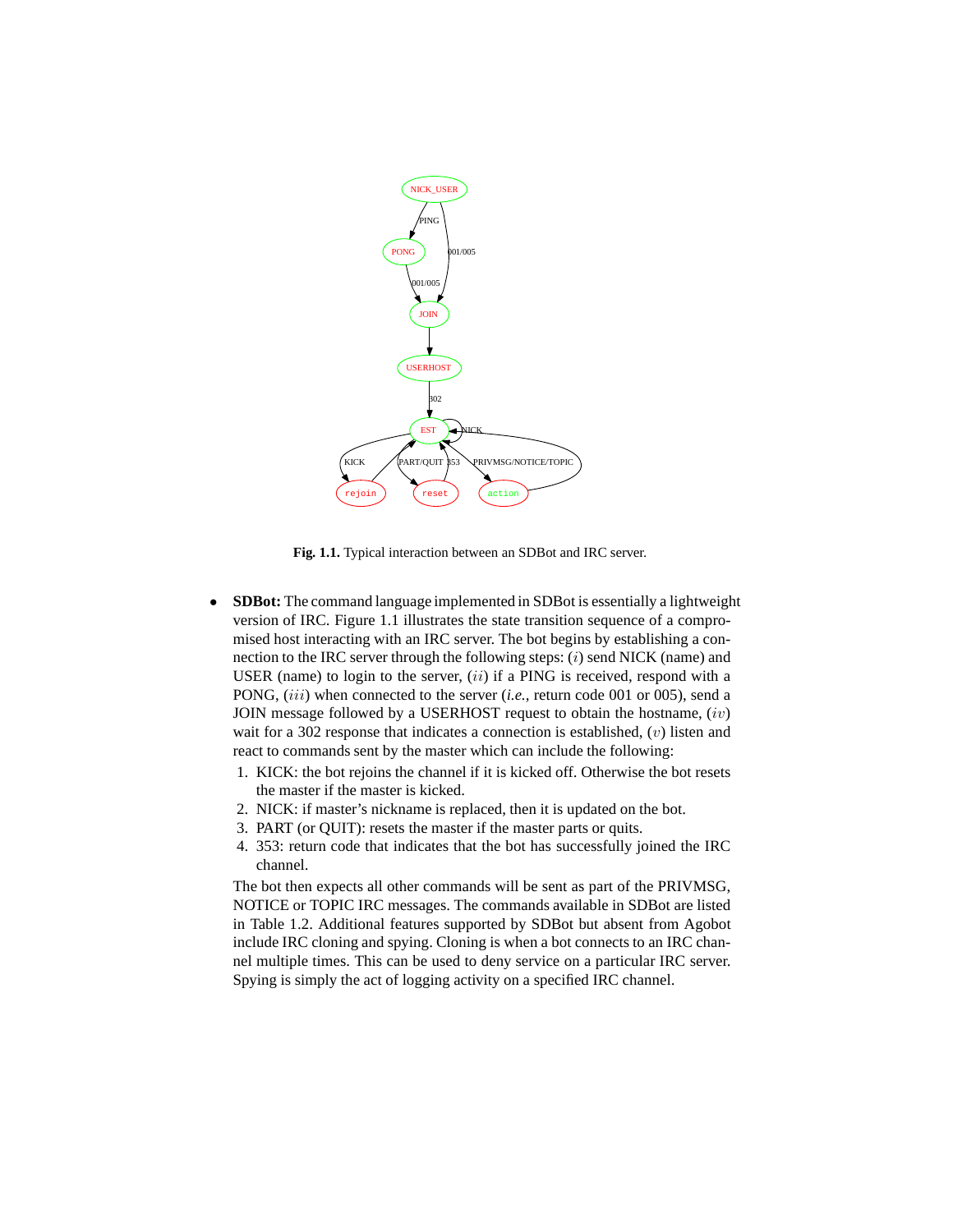Fig. 1.1. Typical interaction between an SDBot and IRC server.

- **SDBot:** The command language implemented in SDBot is essentially a lightweight version of IRC. Figure 1.1 illustrates the state transition sequence of a compromised host interacting with an IRC server. The bot begins by establishing a connection to the IRC server through the following steps: ($i$) send NICK (name) and USER (name) to login to the server, ($ii$) if a PING is received, respond with a PONG, ($iii$) when connected to the server (*i.e.*, return code 001 or 005), send a JOIN message followed by a USERHOST request to obtain the hostname, ($iv$) wait for a 302 response that indicates a connection is established, ($v$) listen and react to commands sent by the master which can include the following:
  1. KICK: the bot rejoins the channel if it is kicked off. Otherwise the bot resets the master if the master is kicked.
  2. NICK: if master's nickname is replaced, then it is updated on the bot.
  3. PART (or QUIT): resets the master if the master parts or quits.
  4. 353: return code that indicates that the bot has successfully joined the IRC channel.

  The bot then expects all other commands will be sent as part of the PRIVMSG, NOTICE or TOPIC IRC messages. The commands available in SDBot are listed in Table 1.2. Additional features supported by SDBot but absent from Agobot include IRC cloning and spying. Cloning is when a bot connects to an IRC channel multiple times. This can be used to deny service on a particular IRC server. Spying is simply the act of logging activity on a specified IRC channel.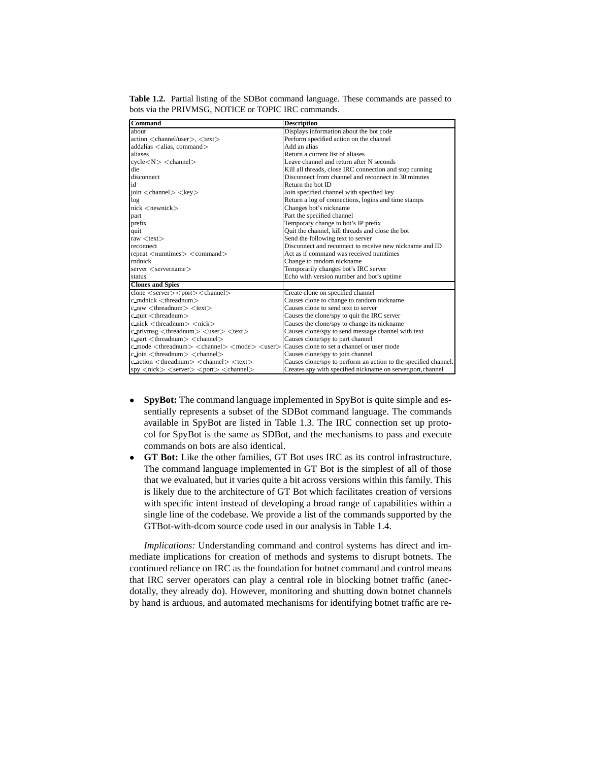**Table 1.2.** Partial listing of the SDBot command language. These commands are passed to bots via the PRIVMSG, NOTICE or TOPIC IRC commands.

| Command | Description |
|---|---|
| about | Displays information about the bot code |
| action <channel/user>, <text> | Perform specified action on the channel |
| addalias <alias, command> | Add an alias |
| aliases | Return a current list of aliases |
| cycle<N> <channel> | Leave channel and return after N seconds |
| die | Kill all threads, close IRC connection and stop running |
| disconnect | Disconnect from channel and reconnect in 30 minutes |
| id | Return the bot ID |
| join <channel> <key> | Join specified channel with specified key |
| log | Return a log of connections, logins and time stamps |
| nick <newnick> | Changes bot's nickname |
| part | Part the specified channel |
| prefix | Temporary change to bot's IP prefix |
| quit | Quit the channel, kill threads and close the bot |
| raw <text> | Send the following text to server |
| reconnect | Disconnect and reconnect to receive new nickname and ID |
| repeat <numtimes> <command> | Act as if command was received numtimes |
| rndnick | Change to random nickname |
| server <servername> | Temporarily changes bot's IRC server |
| status | Echo with version number and bot's uptime |
| **Clones and Spies** | |
| clone <server><port><channel> | Create clone on specified channel |
| c_rndnick <threadnum> | Causes clone to change to random nickname |
| c_raw <threadnum> <text> | Causes clone to send text to server |
| c_quit <threadnum> | Causes the clone/spy to quit the IRC server |
| c_nick <threadnum> <nick> | Causes the clone/spy to change its nickname |
| c_privmsg <threadnum> <user> <text> | Causes clone/spy to send message channel with text |
| c_part <threadnum> <channel> | Causes clone/spy to part channel |
| c_mode <threadnum> <channel> <mode> <user> | Causes clone to set a channel or user mode |
| c_join <threadnum> <channel> | Causes clone/spy to join channel |
| c_action <threadnum> <channel> <text> | Causes clone/spy to perform an action to the specified channel. |
| spy <nick> <server> <port> <channel> | Creates spy with specified nickname on server,port,channel |

- **SpyBot:** The command language implemented in SpyBot is quite simple and essentially represents a subset of the SDBot command language. The commands available in SpyBot are listed in Table 1.3. The IRC connection set up protocol for SpyBot is the same as SDBot, and the mechanisms to pass and execute commands on bots are also identical.
- **GT Bot:** Like the other families, GT Bot uses IRC as its control infrastructure. The command language implemented in GT Bot is the simplest of all of those that we evaluated, but it varies quite a bit across versions within this family. This is likely due to the architecture of GT Bot which facilitates creation of versions with specific intent instead of developing a broad range of capabilities within a single line of the codebase. We provide a list of the commands supported by the GTBot-with-dcom source code used in our analysis in Table 1.4.

*Implications:* Understanding command and control systems has direct and immediate implications for creation of methods and systems to disrupt botnets. The continued reliance on IRC as the foundation for botnet command and control means that IRC server operators can play a central role in blocking botnet traffic (anecdotally, they already do). However, monitoring and shutting down botnet channels by hand is arduous, and automated mechanisms for identifying botnet traffic are re-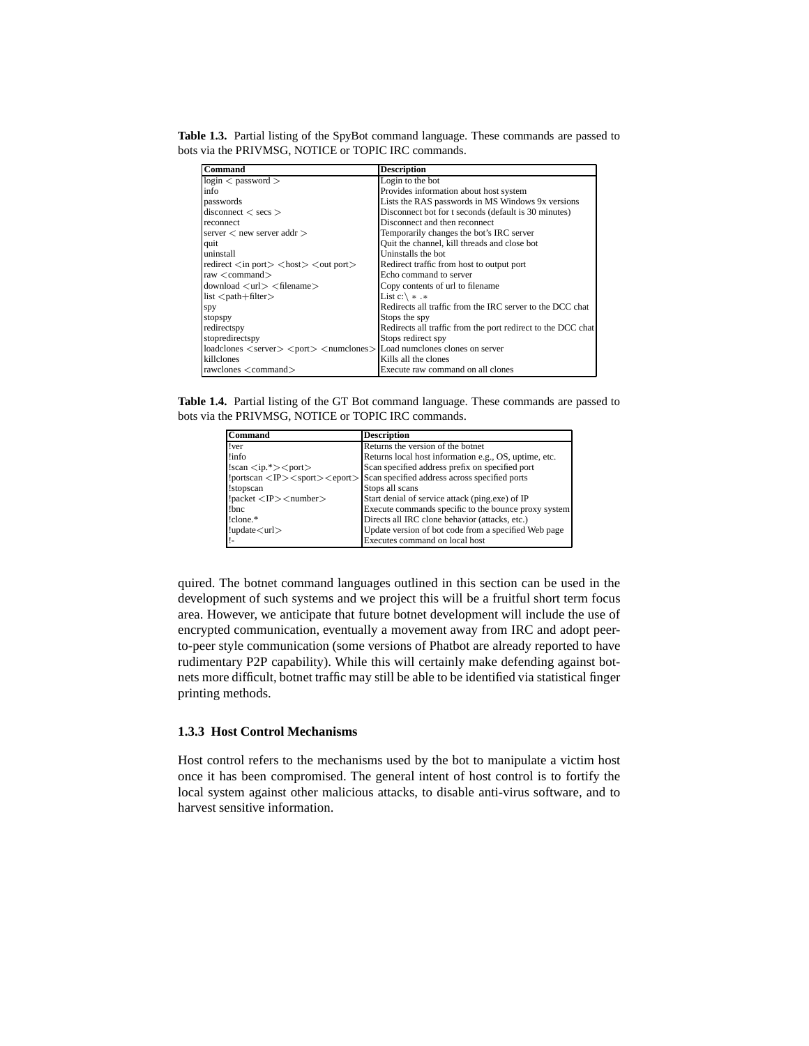**Table 1.3.** Partial listing of the SpyBot command language. These commands are passed to bots via the PRIVMSG, NOTICE or TOPIC IRC commands.

| Command | Description |
|---|---|
| login < password > | Login to the bot |
| info | Provides information about host system |
| passwords | Lists the RAS passwords in MS Windows 9x versions |
| disconnect < secs > | Disconnect bot for t seconds (default is 30 minutes) |
| reconnect | Disconnect and then reconnect |
| server < new server addr > | Temporarily changes the bot's IRC server |
| quit | Quit the channel, kill threads and close bot |
| uninstall | Uninstalls the bot |
| redirect <in port> <host> <out port> | Redirect traffic from host to output port |
| raw <command> | Echo command to server |
| download <url> <filename> | Copy contents of url to filename |
| list <path+filter> | List c:\ * .* |
| spy | Redirects all traffic from the IRC server to the DCC chat |
| stopspy | Stops the spy |
| redirectspy | Redirects all traffic from the port redirect to the DCC chat |
| stopredirectspy | Stops redirect spy |
| loadclones <server> <port> <numclones> | Load numclones clones on server |
| killclones | Kills all the clones |
| rawclones <command> | Execute raw command on all clones |

**Table 1.4.** Partial listing of the GT Bot command language. These commands are passed to bots via the PRIVMSG, NOTICE or TOPIC IRC commands.

| Command | Description |
|---|---|
| !ver | Returns the version of the botnet |
| !info | Returns local host information e.g., OS, uptime, etc. |
| !scan <ip.*><port> | Scan specified address prefix on specified port |
| !portscan <IP><sport><eport> | Scan specified address across specified ports |
| !stopscan | Stops all scans |
| !packet <IP><number> | Start denial of service attack (ping.exe) of IP |
| !bnc | Execute commands specific to the bounce proxy system |
| !clone.* | Directs all IRC clone behavior (attacks, etc.) |
| !update<url> | Update version of bot code from a specified Web page |
| !- | Executes command on local host |

quired. The botnet command languages outlined in this section can be used in the development of such systems and we project this will be a fruitful short term focus area. However, we anticipate that future botnet development will include the use of encrypted communication, eventually a movement away from IRC and adopt peer-to-peer style communication (some versions of Phatbot are already reported to have rudimentary P2P capability). While this will certainly make defending against botnets more difficult, botnet traffic may still be able to be identified via statistical finger printing methods.

### 1.3.3 Host Control Mechanisms

Host control refers to the mechanisms used by the bot to manipulate a victim host once it has been compromised. The general intent of host control is to fortify the local system against other malicious attacks, to disable anti-virus software, and to harvest sensitive information.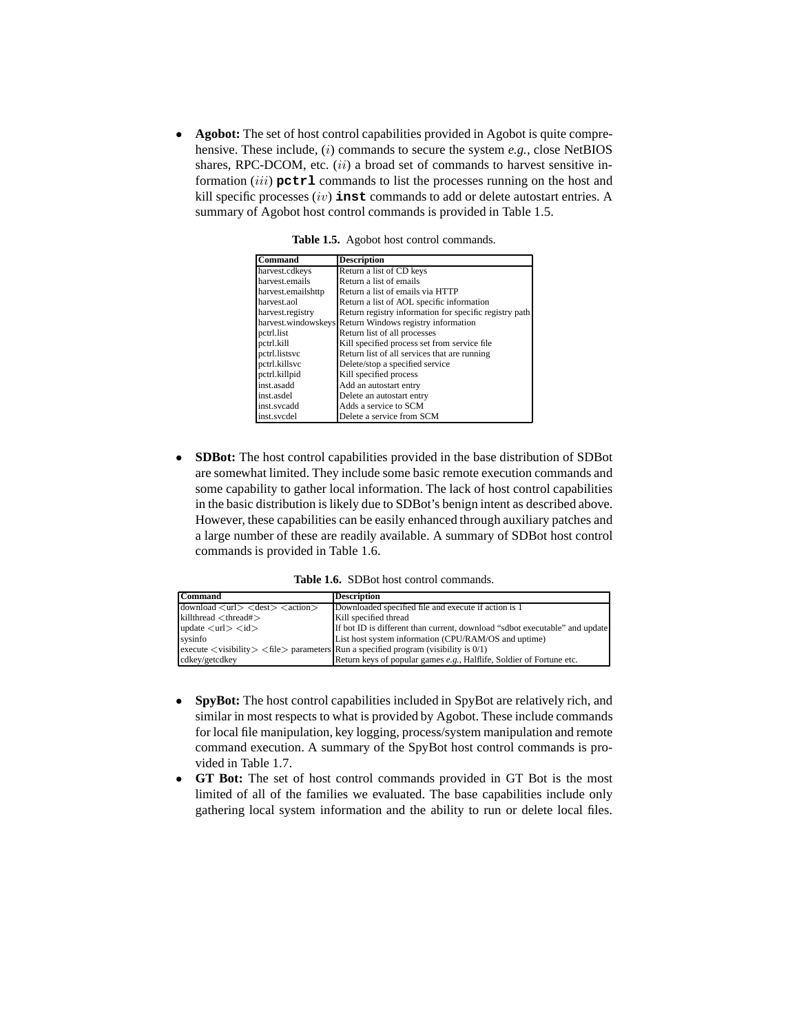- **Agobot:** The set of host control capabilities provided in Agobot is quite comprehensive. These include, $(i)$ commands to secure the system *e.g.*, close NetBIOS shares, RPC-DCOM, etc. $(ii)$ a broad set of commands to harvest sensitive information $(iii)$ **pctrl** commands to list the processes running on the host and kill specific processes $(iv)$ **inst** commands to add or delete autostart entries. A summary of Agobot host control commands is provided in Table 1.5.

**Table 1.5.** Agobot host control commands.

| Command | Description |
| --- | --- |
| harvest.cdkeys | Return a list of CD keys |
| harvest.emails | Return a list of emails |
| harvest.emailshttp | Return a list of emails via HTTP |
| harvest.aol | Return a list of AOL specific information |
| harvest.registry | Return registry information for specific registry path |
| harvest.windowskeys | Return Windows registry information |
| pctrl.list | Return list of all processes |
| pctrl.kill | Kill specified process set from service file |
| pctrl.listsvc | Return list of all services that are running |
| pctrl.killsvc | Delete/stop a specified service |
| pctrl.killpid | Kill specified process |
| inst.asadd | Add an autostart entry |
| inst.asdel | Delete an autostart entry |
| inst.svcadd | Adds a service to SCM |
| inst.svcdel | Delete a service from SCM |

- **SDBot:** The host control capabilities provided in the base distribution of SDBot are somewhat limited. They include some basic remote execution commands and some capability to gather local information. The lack of host control capabilities in the basic distribution is likely due to SDBot's benign intent as described above. However, these capabilities can be easily enhanced through auxiliary patches and a large number of these are readily available. A summary of SDBot host control commands is provided in Table 1.6.

**Table 1.6.** SDBot host control commands.

| Command | Description |
| --- | --- |
| download <url> <dest> <action> | Downloaded specified file and execute if action is 1 |
| killthread <thread#> | Kill specified thread |
| update <url> <id> | If bot ID is different than current, download "sdbot executable" and update |
| sysinfo | List host system information (CPU/RAM/OS and uptime) |
| execute <visibility> <file> parameters | Run a specified program (visibility is 0/1) |
| cdkey/getcdkey | Return keys of popular games *e.g.*, Halflife, Soldier of Fortune etc. |

- **SpyBot:** The host control capabilities included in SpyBot are relatively rich, and similar in most respects to what is provided by Agobot. These include commands for local file manipulation, key logging, process/system manipulation and remote command execution. A summary of the SpyBot host control commands is provided in Table 1.7.
- **GT Bot:** The set of host control commands provided in GT Bot is the most limited of all of the families we evaluated. The base capabilities include only gathering local system information and the ability to run or delete local files.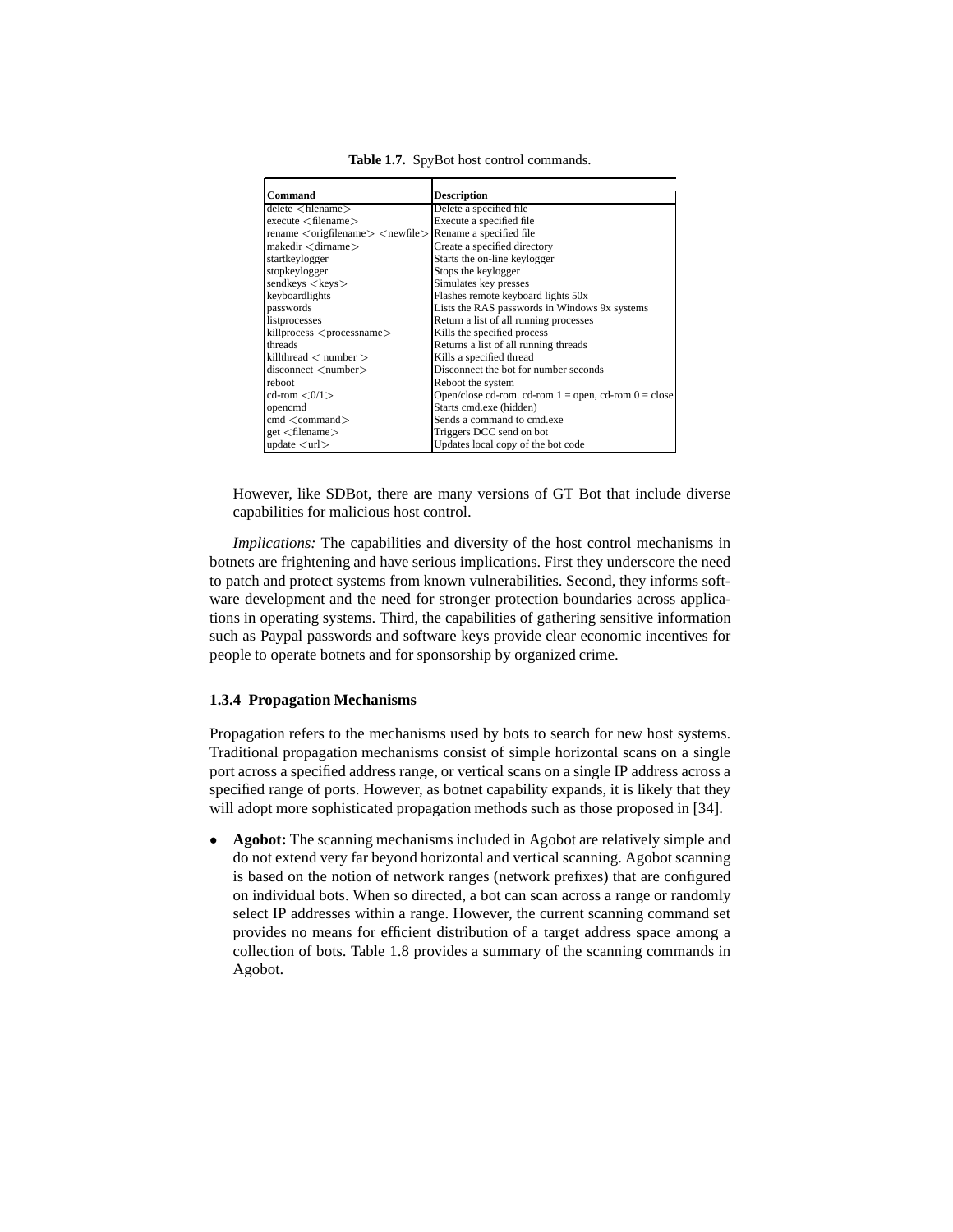**Table 1.7.** SpyBot host control commands.

| Command | Description |
| --- | --- |
| delete <filename> | Delete a specified file |
| execute <filename> | Execute a specified file |
| rename <origfilename> <newfile> | Rename a specified file |
| makedir <dirname> | Create a specified directory |
| startkeylogger | Starts the on-line keylogger |
| stopkeylogger | Stops the keylogger |
| sendkeys <keys> | Simulates key presses |
| keyboardlights | Flashes remote keyboard lights 50x |
| passwords | Lists the RAS passwords in Windows 9x systems |
| listprocesses | Return a list of all running processes |
| killprocess <processname> | Kills the specified process |
| threads | Returns a list of all running threads |
| killthread < number > | Kills a specified thread |
| disconnect <number> | Disconnect the bot for number seconds |
| reboot | Reboot the system |
| cd-rom <0/1> | Open/close cd-rom. cd-rom 1 = open, cd-rom 0 = close |
| opencmd | Starts cmd.exe (hidden) |
| cmd <command> | Sends a command to cmd.exe |
| get <filename> | Triggers DCC send on bot |
| update <url> | Updates local copy of the bot code |

However, like SDBot, there are many versions of GT Bot that include diverse capabilities for malicious host control.

*Implications:* The capabilities and diversity of the host control mechanisms in botnets are frightening and have serious implications. First they underscore the need to patch and protect systems from known vulnerabilities. Second, they informs software development and the need for stronger protection boundaries across applications in operating systems. Third, the capabilities of gathering sensitive information such as Paypal passwords and software keys provide clear economic incentives for people to operate botnets and for sponsorship by organized crime.

### 1.3.4 Propagation Mechanisms

Propagation refers to the mechanisms used by bots to search for new host systems. Traditional propagation mechanisms consist of simple horizontal scans on a single port across a specified address range, or vertical scans on a single IP address across a specified range of ports. However, as botnet capability expands, it is likely that they will adopt more sophisticated propagation methods such as those proposed in [34].

- **Agobot:** The scanning mechanisms included in Agobot are relatively simple and do not extend very far beyond horizontal and vertical scanning. Agobot scanning is based on the notion of network ranges (network prefixes) that are configured on individual bots. When so directed, a bot can scan across a range or randomly select IP addresses within a range. However, the current scanning command set provides no means for efficient distribution of a target address space among a collection of bots. Table 1.8 provides a summary of the scanning commands in Agobot.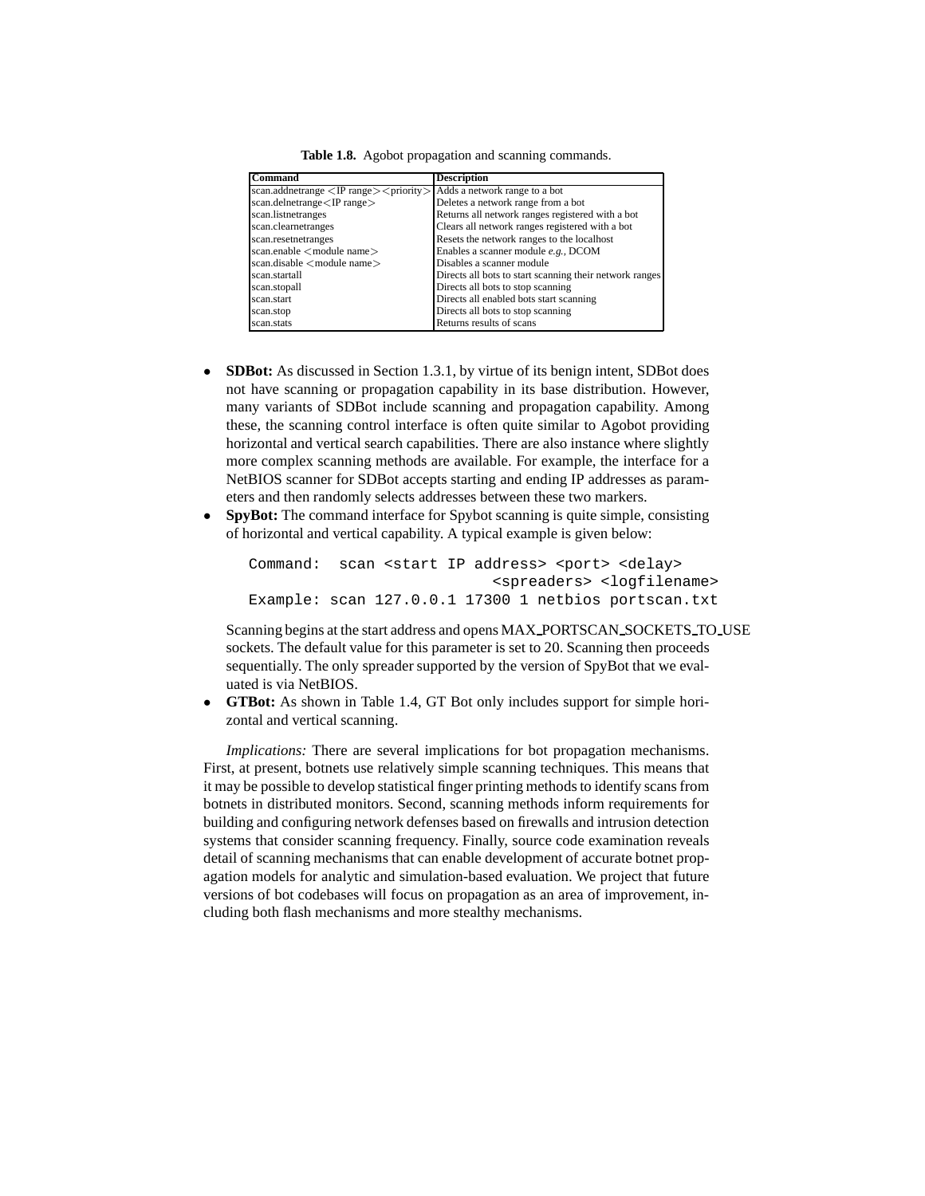**Table 1.8.** Agobot propagation and scanning commands.

| Command | Description |
| --- | --- |
| scan.addnetrange <IP range><priority> | Adds a network range to a bot |
| scan.delnetrange<IP range> | Deletes a network range from a bot |
| scan.listnetranges | Returns all network ranges registered with a bot |
| scan.clearnetranges | Clears all network ranges registered with a bot |
| scan.resetnetranges | Resets the network ranges to the localhost |
| scan.enable <module name> | Enables a scanner module *e.g.*, DCOM |
| scan.disable <module name> | Disables a scanner module |
| scan.startall | Directs all bots to start scanning their network ranges |
| scan.stopall | Directs all bots to stop scanning |
| scan.start | Directs all enabled bots start scanning |
| scan.stop | Directs all bots to stop scanning |
| scan.stats | Returns results of scans |

- **SDBot:** As discussed in Section 1.3.1, by virtue of its benign intent, SDBot does not have scanning or propagation capability in its base distribution. However, many variants of SDBot include scanning and propagation capability. Among these, the scanning control interface is often quite similar to Agobot providing horizontal and vertical search capabilities. There are also instance where slightly more complex scanning methods are available. For example, the interface for a NetBIOS scanner for SDBot accepts starting and ending IP addresses as parameters and then randomly selects addresses between these two markers.
- **SpyBot:** The command interface for Spybot scanning is quite simple, consisting of horizontal and vertical capability. A typical example is given below:

  ```
  Command:  scan <start IP address> <port> <delay>
                              <spreaders> <logfilename>
  Example: scan 127.0.0.1 17300 1 netbios portscan.txt
  ```

  Scanning begins at the start address and opens MAX_PORTSCAN_SOCKETS_TO_USE sockets. The default value for this parameter is set to 20. Scanning then proceeds sequentially. The only spreader supported by the version of SpyBot that we evaluated is via NetBIOS.
- **GTBot:** As shown in Table 1.4, GT Bot only includes support for simple horizontal and vertical scanning.

*Implications:* There are several implications for bot propagation mechanisms. First, at present, botnets use relatively simple scanning techniques. This means that it may be possible to develop statistical finger printing methods to identify scans from botnets in distributed monitors. Second, scanning methods inform requirements for building and configuring network defenses based on firewalls and intrusion detection systems that consider scanning frequency. Finally, source code examination reveals detail of scanning mechanisms that can enable development of accurate botnet propagation models for analytic and simulation-based evaluation. We project that future versions of bot codebases will focus on propagation as an area of improvement, including both flash mechanisms and more stealthy mechanisms.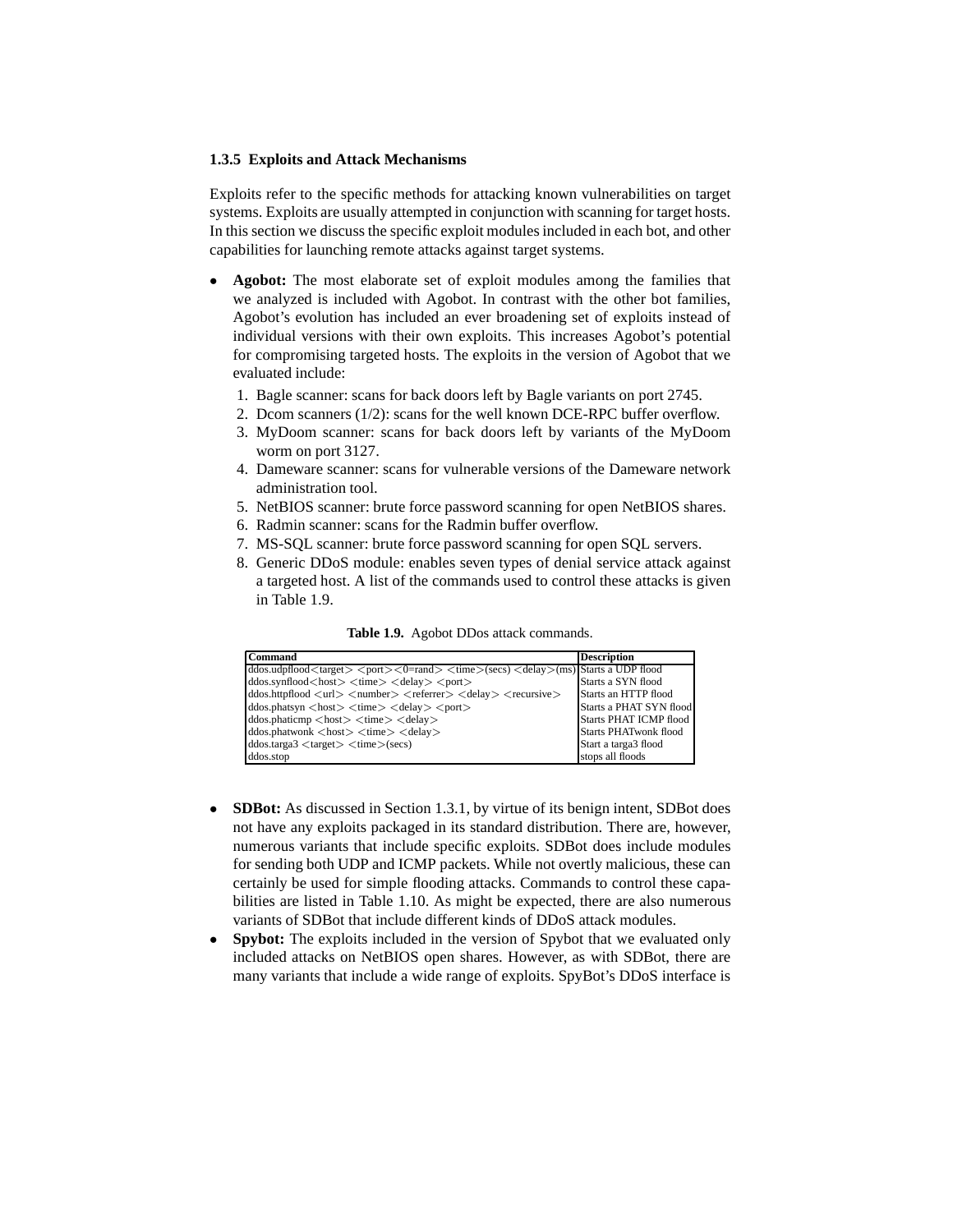### 1.3.5 Exploits and Attack Mechanisms

Exploits refer to the specific methods for attacking known vulnerabilities on target systems. Exploits are usually attempted in conjunction with scanning for target hosts. In this section we discuss the specific exploit modules included in each bot, and other capabilities for launching remote attacks against target systems.

- **Agobot:** The most elaborate set of exploit modules among the families that we analyzed is included with Agobot. In contrast with the other bot families, Agobot's evolution has included an ever broadening set of exploits instead of individual versions with their own exploits. This increases Agobot's potential for compromising targeted hosts. The exploits in the version of Agobot that we evaluated include:
  1. Bagle scanner: scans for back doors left by Bagle variants on port 2745.
  2. Dcom scanners (1/2): scans for the well known DCE-RPC buffer overflow.
  3. MyDoom scanner: scans for back doors left by variants of the MyDoom worm on port 3127.
  4. Dameware scanner: scans for vulnerable versions of the Dameware network administration tool.
  5. NetBIOS scanner: brute force password scanning for open NetBIOS shares.
  6. Radmin scanner: scans for the Radmin buffer overflow.
  7. MS-SQL scanner: brute force password scanning for open SQL servers.
  8. Generic DDoS module: enables seven types of denial service attack against a targeted host. A list of the commands used to control these attacks is given in Table 1.9.

**Table 1.9.** Agobot DDos attack commands.

| Command | Description |
|---|---|
| ddos.udpflood<target> <port><0=rand> <time>(secs) <delay>(ms) | Starts a UDP flood |
| ddos.synflood<host> <time> <delay> <port> | Starts a SYN flood |
| ddos.httpflood <url> <number> <referrer> <delay> <recursive> | Starts an HTTP flood |
| ddos.phatsyn <host> <time> <delay> <port> | Starts a PHAT SYN flood |
| ddos.phaticmp <host> <time> <delay> | Starts PHAT ICMP flood |
| ddos.phatwonk <host> <time> <delay> | Starts PHATwonk flood |
| ddos.targa3 <target> <time>(secs) | Start a targa3 flood |
| ddos.stop | stops all floods |

- **SDBot:** As discussed in Section 1.3.1, by virtue of its benign intent, SDBot does not have any exploits packaged in its standard distribution. There are, however, numerous variants that include specific exploits. SDBot does include modules for sending both UDP and ICMP packets. While not overtly malicious, these can certainly be used for simple flooding attacks. Commands to control these capabilities are listed in Table 1.10. As might be expected, there are also numerous variants of SDBot that include different kinds of DDoS attack modules.
- **Spybot:** The exploits included in the version of Spybot that we evaluated only included attacks on NetBIOS open shares. However, as with SDBot, there are many variants that include a wide range of exploits. SpyBot's DDoS interface is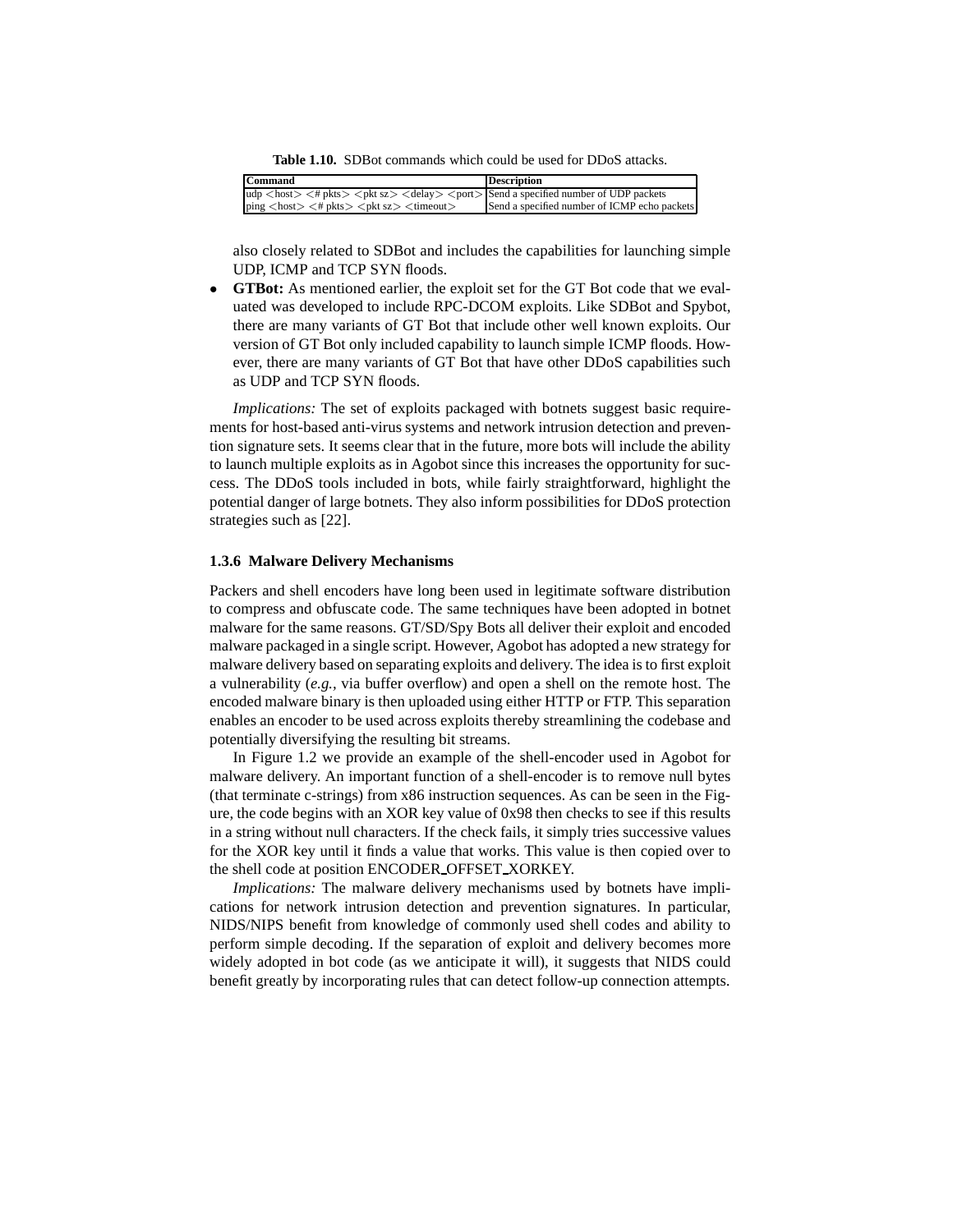**Table 1.10.** SDBot commands which could be used for DDoS attacks.

| Command | Description |
| --- | --- |
| udp <host> <# pkts> <pkt sz> <delay> <port> | Send a specified number of UDP packets |
| ping <host> <# pkts> <pkt sz> <timeout> | Send a specified number of ICMP echo packets |

also closely related to SDBot and includes the capabilities for launching simple UDP, ICMP and TCP SYN floods.

- **GTBot:** As mentioned earlier, the exploit set for the GT Bot code that we evaluated was developed to include RPC-DCOM exploits. Like SDBot and Spybot, there are many variants of GT Bot that include other well known exploits. Our version of GT Bot only included capability to launch simple ICMP floods. However, there are many variants of GT Bot that have other DDoS capabilities such as UDP and TCP SYN floods.

*Implications:* The set of exploits packaged with botnets suggest basic requirements for host-based anti-virus systems and network intrusion detection and prevention signature sets. It seems clear that in the future, more bots will include the ability to launch multiple exploits as in Agobot since this increases the opportunity for success. The DDoS tools included in bots, while fairly straightforward, highlight the potential danger of large botnets. They also inform possibilities for DDoS protection strategies such as [22].

### 1.3.6 Malware Delivery Mechanisms

Packers and shell encoders have long been used in legitimate software distribution to compress and obfuscate code. The same techniques have been adopted in botnet malware for the same reasons. GT/SD/Spy Bots all deliver their exploit and encoded malware packaged in a single script. However, Agobot has adopted a new strategy for malware delivery based on separating exploits and delivery. The idea is to first exploit a vulnerability (*e.g.,* via buffer overflow) and open a shell on the remote host. The encoded malware binary is then uploaded using either HTTP or FTP. This separation enables an encoder to be used across exploits thereby streamlining the codebase and potentially diversifying the resulting bit streams.

In Figure 1.2 we provide an example of the shell-encoder used in Agobot for malware delivery. An important function of a shell-encoder is to remove null bytes (that terminate c-strings) from x86 instruction sequences. As can be seen in the Figure, the code begins with an XOR key value of 0x98 then checks to see if this results in a string without null characters. If the check fails, it simply tries successive values for the XOR key until it finds a value that works. This value is then copied over to the shell code at position ENCODER_OFFSET_XORKEY.

*Implications:* The malware delivery mechanisms used by botnets have implications for network intrusion detection and prevention signatures. In particular, NIDS/NIPS benefit from knowledge of commonly used shell codes and ability to perform simple decoding. If the separation of exploit and delivery becomes more widely adopted in bot code (as we anticipate it will), it suggests that NIDS could benefit greatly by incorporating rules that can detect follow-up connection attempts.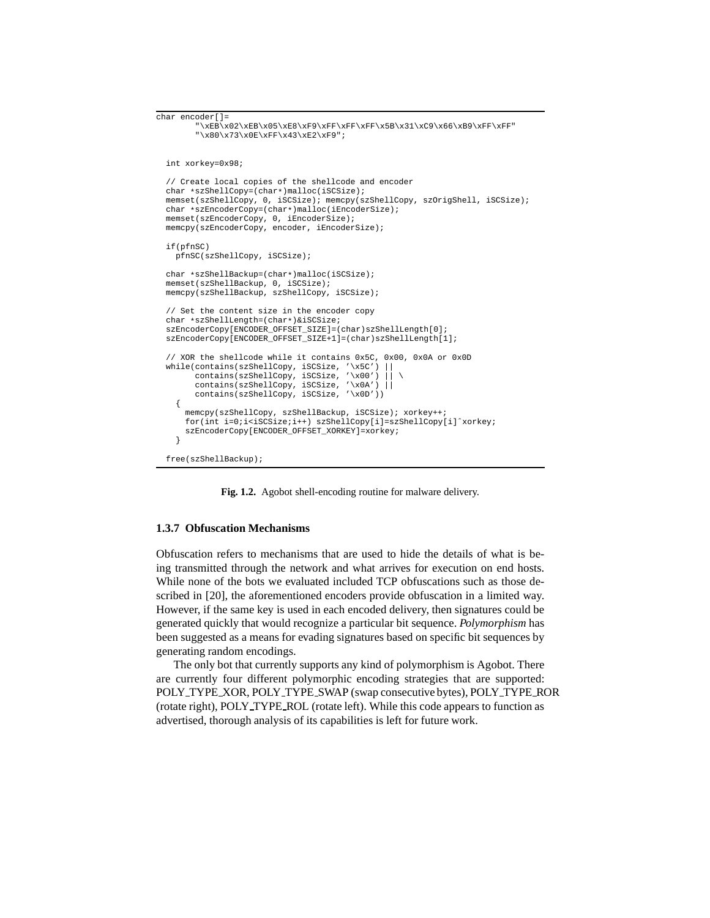```
char encoder[]=
       "\xEB\x02\xEB\x05\xE8\xF9\xFF\xFF\xFF\x5B\x31\xC9\x66\xB9\xFF\xFF"
       "\x80\x73\x0E\xFF\x43\xE2\xF9";


  int xorkey=0x98;

  // Create local copies of the shellcode and encoder
  char *szShellCopy=(char*)malloc(iSCSize);
  memset(szShellCopy, 0, iSCSize); memcpy(szShellCopy, szOrigShell, iSCSize);
  char *szEncoderCopy=(char*)malloc(iEncoderSize);
  memset(szEncoderCopy, 0, iEncoderSize);
  memcpy(szEncoderCopy, encoder, iEncoderSize);

  if(pfnSC)
    pfnSC(szShellCopy, iSCSize);

  char *szShellBackup=(char*)malloc(iSCSize);
  memset(szShellBackup, 0, iSCSize);
  memcpy(szShellBackup, szShellCopy, iSCSize);

  // Set the content size in the encoder copy
  char *szShellLength=(char*)&iSCSize;
  szEncoderCopy[ENCODER_OFFSET_SIZE]=(char)szShellLength[0];
  szEncoderCopy[ENCODER_OFFSET_SIZE+1]=(char)szShellLength[1];

  // XOR the shellcode while it contains 0x5C, 0x00, 0x0A or 0x0D
  while(contains(szShellCopy, iSCSize, '\x5C') ||
        contains(szShellCopy, iSCSize, '\x00') || \
        contains(szShellCopy, iSCSize, '\x0A') ||
        contains(szShellCopy, iSCSize, '\x0D'))
    {
      memcpy(szShellCopy, szShellBackup, iSCSize); xorkey++;
      for(int i=0;i<iSCSize;i++) szShellCopy[i]=szShellCopy[i]^xorkey;
      szEncoderCopy[ENCODER_OFFSET_XORKEY]=xorkey;
    }

  free(szShellBackup);
```

**Fig. 1.2.** Agobot shell-encoding routine for malware delivery.

### 1.3.7 Obfuscation Mechanisms

Obfuscation refers to mechanisms that are used to hide the details of what is being transmitted through the network and what arrives for execution on end hosts. While none of the bots we evaluated included TCP obfuscations such as those described in [20], the aforementioned encoders provide obfuscation in a limited way. However, if the same key is used in each encoded delivery, then signatures could be generated quickly that would recognize a particular bit sequence. *Polymorphism* has been suggested as a means for evading signatures based on specific bit sequences by generating random encodings.

The only bot that currently supports any kind of polymorphism is Agobot. There are currently four different polymorphic encoding strategies that are supported: POLY_TYPE_XOR, POLY_TYPE_SWAP (swap consecutive bytes), POLY_TYPE_ROR (rotate right), POLY_TYPE_ROL (rotate left). While this code appears to function as advertised, thorough analysis of its capabilities is left for future work.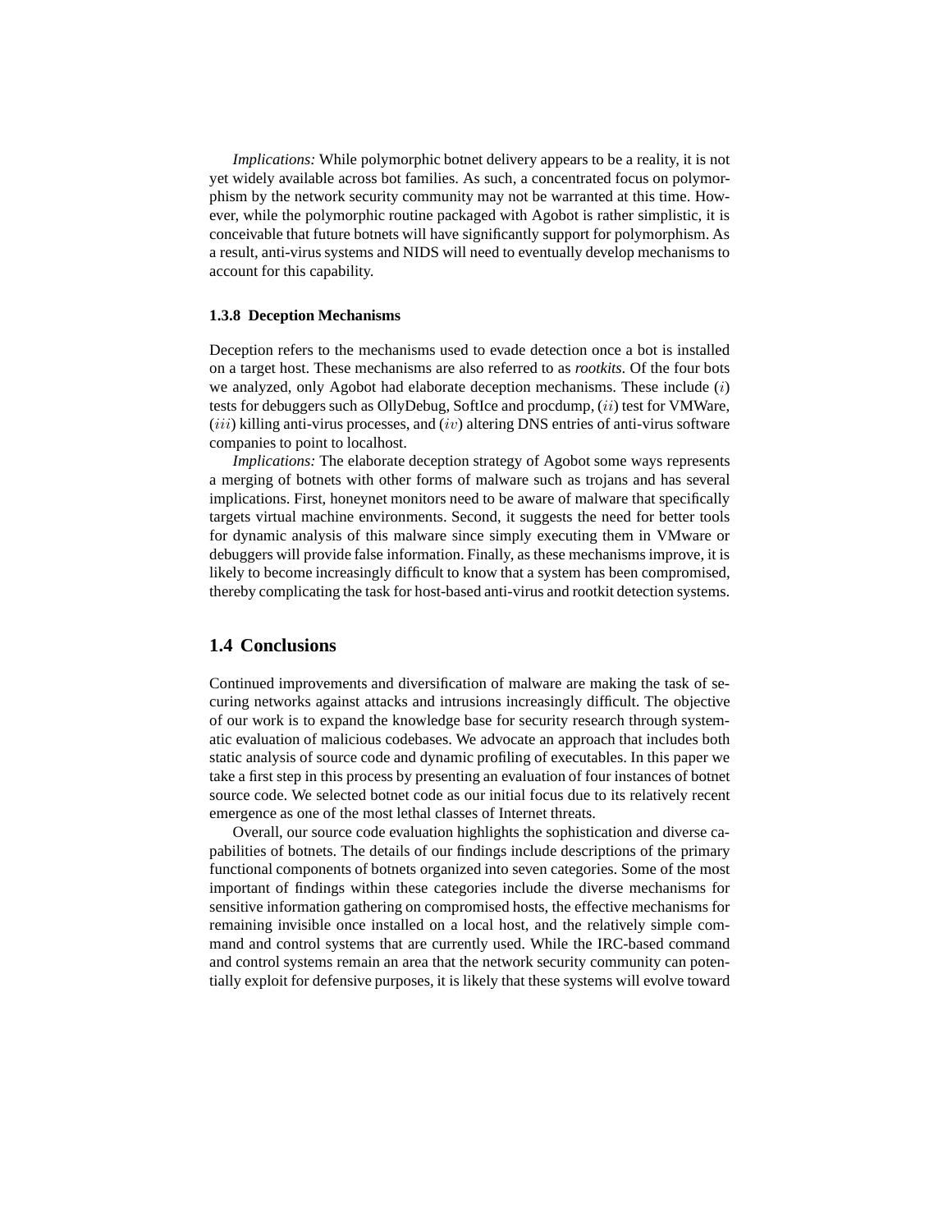*Implications:* While polymorphic botnet delivery appears to be a reality, it is not yet widely available across bot families. As such, a concentrated focus on polymorphism by the network security community may not be warranted at this time. However, while the polymorphic routine packaged with Agobot is rather simplistic, it is conceivable that future botnets will have significantly support for polymorphism. As a result, anti-virus systems and NIDS will need to eventually develop mechanisms to account for this capability.

### 1.3.8 Deception Mechanisms

Deception refers to the mechanisms used to evade detection once a bot is installed on a target host. These mechanisms are also referred to as *rootkits*. Of the four bots we analyzed, only Agobot had elaborate deception mechanisms. These include ($i$) tests for debuggers such as OllyDebug, SoftIce and procdump, ($ii$) test for VMWare, ($iii$) killing anti-virus processes, and ($iv$) altering DNS entries of anti-virus software companies to point to localhost.

*Implications:* The elaborate deception strategy of Agobot some ways represents a merging of botnets with other forms of malware such as trojans and has several implications. First, honeynet monitors need to be aware of malware that specifically targets virtual machine environments. Second, it suggests the need for better tools for dynamic analysis of this malware since simply executing them in VMware or debuggers will provide false information. Finally, as these mechanisms improve, it is likely to become increasingly difficult to know that a system has been compromised, thereby complicating the task for host-based anti-virus and rootkit detection systems.

## 1.4 Conclusions

Continued improvements and diversification of malware are making the task of securing networks against attacks and intrusions increasingly difficult. The objective of our work is to expand the knowledge base for security research through systematic evaluation of malicious codebases. We advocate an approach that includes both static analysis of source code and dynamic profiling of executables. In this paper we take a first step in this process by presenting an evaluation of four instances of botnet source code. We selected botnet code as our initial focus due to its relatively recent emergence as one of the most lethal classes of Internet threats.

Overall, our source code evaluation highlights the sophistication and diverse capabilities of botnets. The details of our findings include descriptions of the primary functional components of botnets organized into seven categories. Some of the most important of findings within these categories include the diverse mechanisms for sensitive information gathering on compromised hosts, the effective mechanisms for remaining invisible once installed on a local host, and the relatively simple command and control systems that are currently used. While the IRC-based command and control systems remain an area that the network security community can potentially exploit for defensive purposes, it is likely that these systems will evolve toward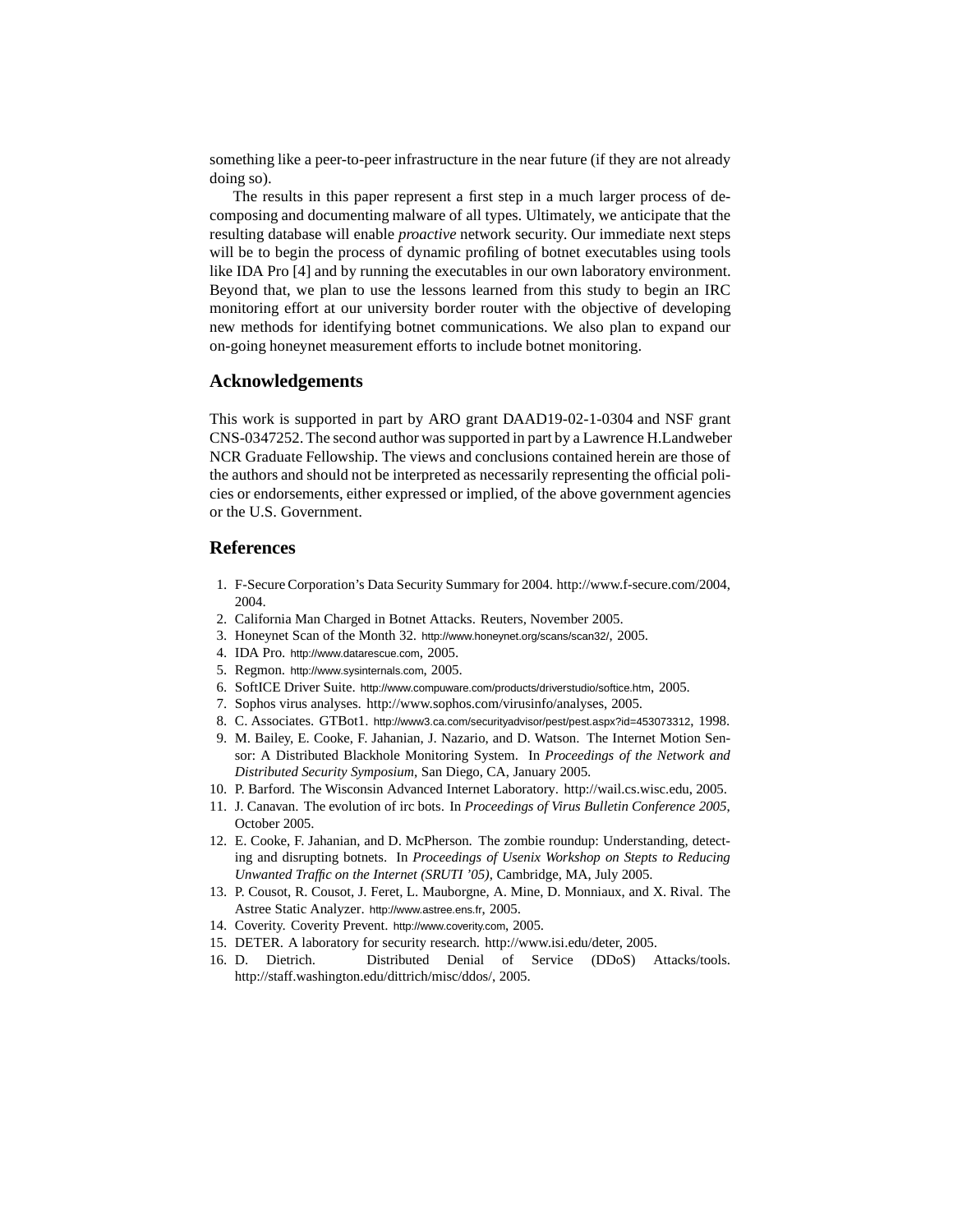something like a peer-to-peer infrastructure in the near future (if they are not already doing so).

The results in this paper represent a first step in a much larger process of decomposing and documenting malware of all types. Ultimately, we anticipate that the resulting database will enable *proactive* network security. Our immediate next steps will be to begin the process of dynamic profiling of botnet executables using tools like IDA Pro [4] and by running the executables in our own laboratory environment. Beyond that, we plan to use the lessons learned from this study to begin an IRC monitoring effort at our university border router with the objective of developing new methods for identifying botnet communications. We also plan to expand our on-going honeynet measurement efforts to include botnet monitoring.

## Acknowledgements

This work is supported in part by ARO grant DAAD19-02-1-0304 and NSF grant CNS-0347252. The second author was supported in part by a Lawrence H.Landweber NCR Graduate Fellowship. The views and conclusions contained herein are those of the authors and should not be interpreted as necessarily representing the official policies or endorsements, either expressed or implied, of the above government agencies or the U.S. Government.

## References

1. F-Secure Corporation's Data Security Summary for 2004. http://www.f-secure.com/2004, 2004.
2. California Man Charged in Botnet Attacks. Reuters, November 2005.
3. Honeynet Scan of the Month 32. http://www.honeynet.org/scans/scan32/, 2005.
4. IDA Pro. http://www.datarescue.com, 2005.
5. Regmon. http://www.sysinternals.com, 2005.
6. SoftICE Driver Suite. http://www.compuware.com/products/driverstudio/softice.htm, 2005.
7. Sophos virus analyses. http://www.sophos.com/virusinfo/analyses, 2005.
8. C. Associates. GTBot1. http://www3.ca.com/securityadvisor/pest/pest.aspx?id=453073312, 1998.
9. M. Bailey, E. Cooke, F. Jahanian, J. Nazario, and D. Watson. The Internet Motion Sensor: A Distributed Blackhole Monitoring System. In *Proceedings of the Network and Distributed Security Symposium*, San Diego, CA, January 2005.
10. P. Barford. The Wisconsin Advanced Internet Laboratory. http://wail.cs.wisc.edu, 2005.
11. J. Canavan. The evolution of irc bots. In *Proceedings of Virus Bulletin Conference 2005*, October 2005.
12. E. Cooke, F. Jahanian, and D. McPherson. The zombie roundup: Understanding, detecting and disrupting botnets. In *Proceedings of Usenix Workshop on Stepts to Reducing Unwanted Traffic on the Internet (SRUTI '05)*, Cambridge, MA, July 2005.
13. P. Cousot, R. Cousot, J. Feret, L. Mauborgne, A. Mine, D. Monniaux, and X. Rival. The Astree Static Analyzer. http://www.astree.ens.fr, 2005.
14. Coverity. Coverity Prevent. http://www.coverity.com, 2005.
15. DETER. A laboratory for security research. http://www.isi.edu/deter, 2005.
16. D. Dietrich. Distributed Denial of Service (DDoS) Attacks/tools. http://staff.washington.edu/dittrich/misc/ddos/, 2005.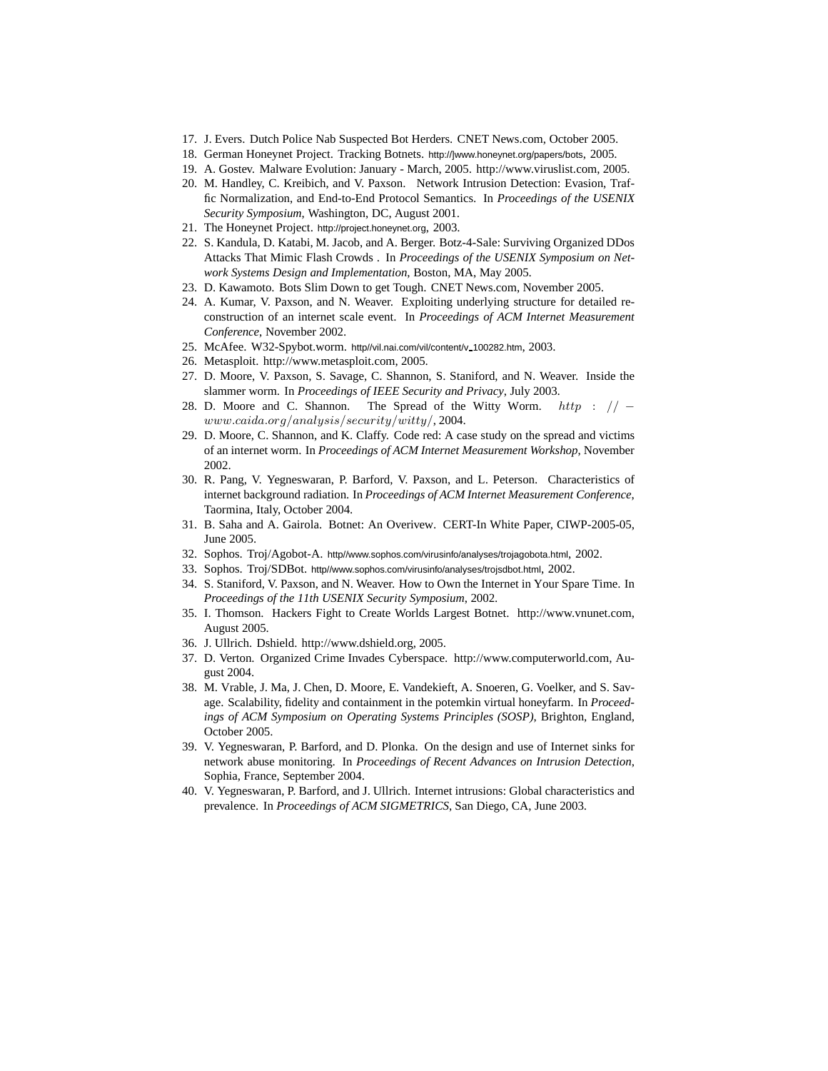17. J. Evers. Dutch Police Nab Suspected Bot Herders. CNET News.com, October 2005.
18. German Honeynet Project. Tracking Botnets. http://]www.honeynet.org/papers/bots, 2005.
19. A. Gostev. Malware Evolution: January - March, 2005. http://www.viruslist.com, 2005.
20. M. Handley, C. Kreibich, and V. Paxson. Network Intrusion Detection: Evasion, Traffic Normalization, and End-to-End Protocol Semantics. In *Proceedings of the USENIX Security Symposium*, Washington, DC, August 2001.
21. The Honeynet Project. http://project.honeynet.org, 2003.
22. S. Kandula, D. Katabi, M. Jacob, and A. Berger. Botz-4-Sale: Surviving Organized DDos Attacks That Mimic Flash Crowds . In *Proceedings of the USENIX Symposium on Network Systems Design and Implementation*, Boston, MA, May 2005.
23. D. Kawamoto. Bots Slim Down to get Tough. CNET News.com, November 2005.
24. A. Kumar, V. Paxson, and N. Weaver. Exploiting underlying structure for detailed reconstruction of an internet scale event. In *Proceedings of ACM Internet Measurement Conference*, November 2002.
25. McAfee. W32-Spybot.worm. http//vil.nai.com/vil/content/v_100282.htm, 2003.
26. Metasploit. http://www.metasploit.com, 2005.
27. D. Moore, V. Paxson, S. Savage, C. Shannon, S. Staniford, and N. Weaver. Inside the slammer worm. In *Proceedings of IEEE Security and Privacy*, July 2003.
28. D. Moore and C. Shannon. The Spread of the Witty Worm. $http : // - www.caida.org/analysis/security/witty/$, 2004.
29. D. Moore, C. Shannon, and K. Claffy. Code red: A case study on the spread and victims of an internet worm. In *Proceedings of ACM Internet Measurement Workshop*, November 2002.
30. R. Pang, V. Yegneswaran, P. Barford, V. Paxson, and L. Peterson. Characteristics of internet background radiation. In *Proceedings of ACM Internet Measurement Conference*, Taormina, Italy, October 2004.
31. B. Saha and A. Gairola. Botnet: An Overivew. CERT-In White Paper, CIWP-2005-05, June 2005.
32. Sophos. Troj/Agobot-A. http//www.sophos.com/virusinfo/analyses/trojagobota.html, 2002.
33. Sophos. Troj/SDBot. http//www.sophos.com/virusinfo/analyses/trojsdbot.html, 2002.
34. S. Staniford, V. Paxson, and N. Weaver. How to Own the Internet in Your Spare Time. In *Proceedings of the 11th USENIX Security Symposium*, 2002.
35. I. Thomson. Hackers Fight to Create Worlds Largest Botnet. http://www.vnunet.com, August 2005.
36. J. Ullrich. Dshield. http://www.dshield.org, 2005.
37. D. Verton. Organized Crime Invades Cyberspace. http://www.computerworld.com, August 2004.
38. M. Vrable, J. Ma, J. Chen, D. Moore, E. Vandekieft, A. Snoeren, G. Voelker, and S. Savage. Scalability, fidelity and containment in the potemkin virtual honeyfarm. In *Proceedings of ACM Symposium on Operating Systems Principles (SOSP)*, Brighton, England, October 2005.
39. V. Yegneswaran, P. Barford, and D. Plonka. On the design and use of Internet sinks for network abuse monitoring. In *Proceedings of Recent Advances on Intrusion Detection*, Sophia, France, September 2004.
40. V. Yegneswaran, P. Barford, and J. Ullrich. Internet intrusions: Global characteristics and prevalence. In *Proceedings of ACM SIGMETRICS*, San Diego, CA, June 2003.